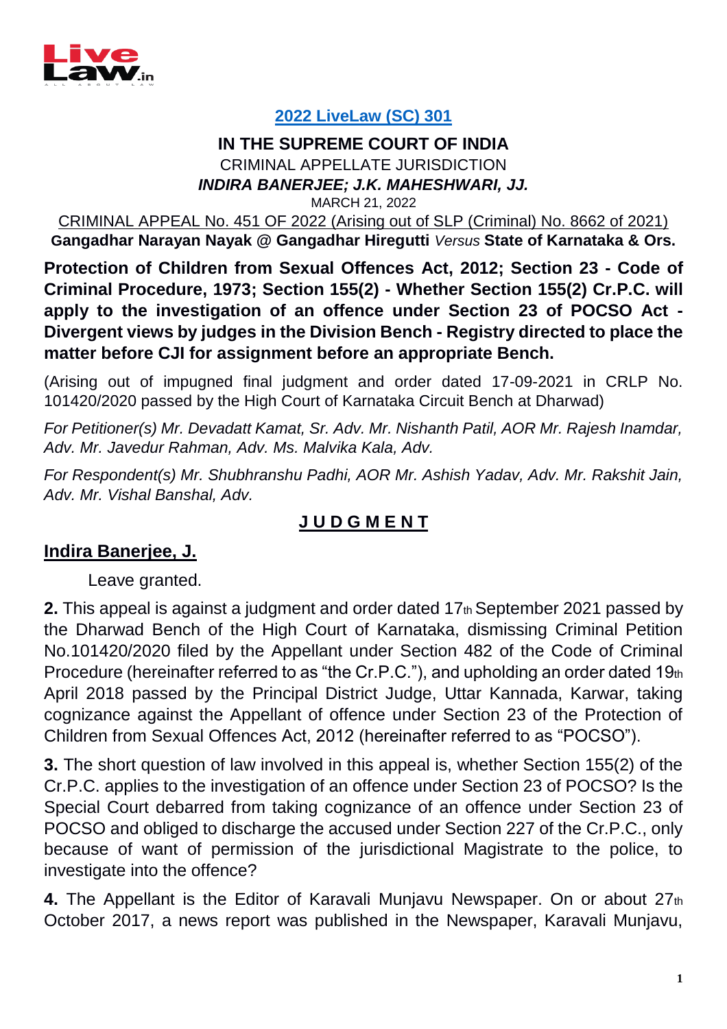**2022 LiveLaw (SC) 301**

**IN THE SUPREME COURT OF INDIA**

CRIMINAL APPELLATE JURISDICTION

***INDIRA BANERJEE; J.K. MAHESHWARI, JJ.***

MARCH 21, 2022

CRIMINAL APPEAL No. 451 OF 2022 (Arising out of SLP (Criminal) No. 8662 of 2021)

**Gangadhar Narayan Nayak @ Gangadhar Hiregutti** *Versus* **State of Karnataka & Ors.**

**Protection of Children from Sexual Offences Act, 2012; Section 23 - Code of Criminal Procedure, 1973; Section 155(2) - Whether Section 155(2) Cr.P.C. will apply to the investigation of an offence under Section 23 of POCSO Act - Divergent views by judges in the Division Bench - Registry directed to place the matter before CJI for assignment before an appropriate Bench.**

(Arising out of impugned final judgment and order dated 17-09-2021 in CRLP No. 101420/2020 passed by the High Court of Karnataka Circuit Bench at Dharwad)

*For Petitioner(s) Mr. Devadatt Kamat, Sr. Adv. Mr. Nishanth Patil, AOR Mr. Rajesh Inamdar, Adv. Mr. Javedur Rahman, Adv. Ms. Malvika Kala, Adv.*

*For Respondent(s) Mr. Shubhranshu Padhi, AOR Mr. Ashish Yadav, Adv. Mr. Rakshit Jain, Adv. Mr. Vishal Banshal, Adv.*

## J U D G M E N T

**Indira Banerjee, J.**

Leave granted.

**2.** This appeal is against a judgment and order dated 17th September 2021 passed by the Dharwad Bench of the High Court of Karnataka, dismissing Criminal Petition No.101420/2020 filed by the Appellant under Section 482 of the Code of Criminal Procedure (hereinafter referred to as "the Cr.P.C."), and upholding an order dated 19th April 2018 passed by the Principal District Judge, Uttar Kannada, Karwar, taking cognizance against the Appellant of offence under Section 23 of the Protection of Children from Sexual Offences Act, 2012 (hereinafter referred to as "POCSO").

**3.** The short question of law involved in this appeal is, whether Section 155(2) of the Cr.P.C. applies to the investigation of an offence under Section 23 of POCSO? Is the Special Court debarred from taking cognizance of an offence under Section 23 of POCSO and obliged to discharge the accused under Section 227 of the Cr.P.C., only because of want of permission of the jurisdictional Magistrate to the police, to investigate into the offence?

**4.** The Appellant is the Editor of Karavali Munjavu Newspaper. On or about 27th October 2017, a news report was published in the Newspaper, Karavali Munjavu,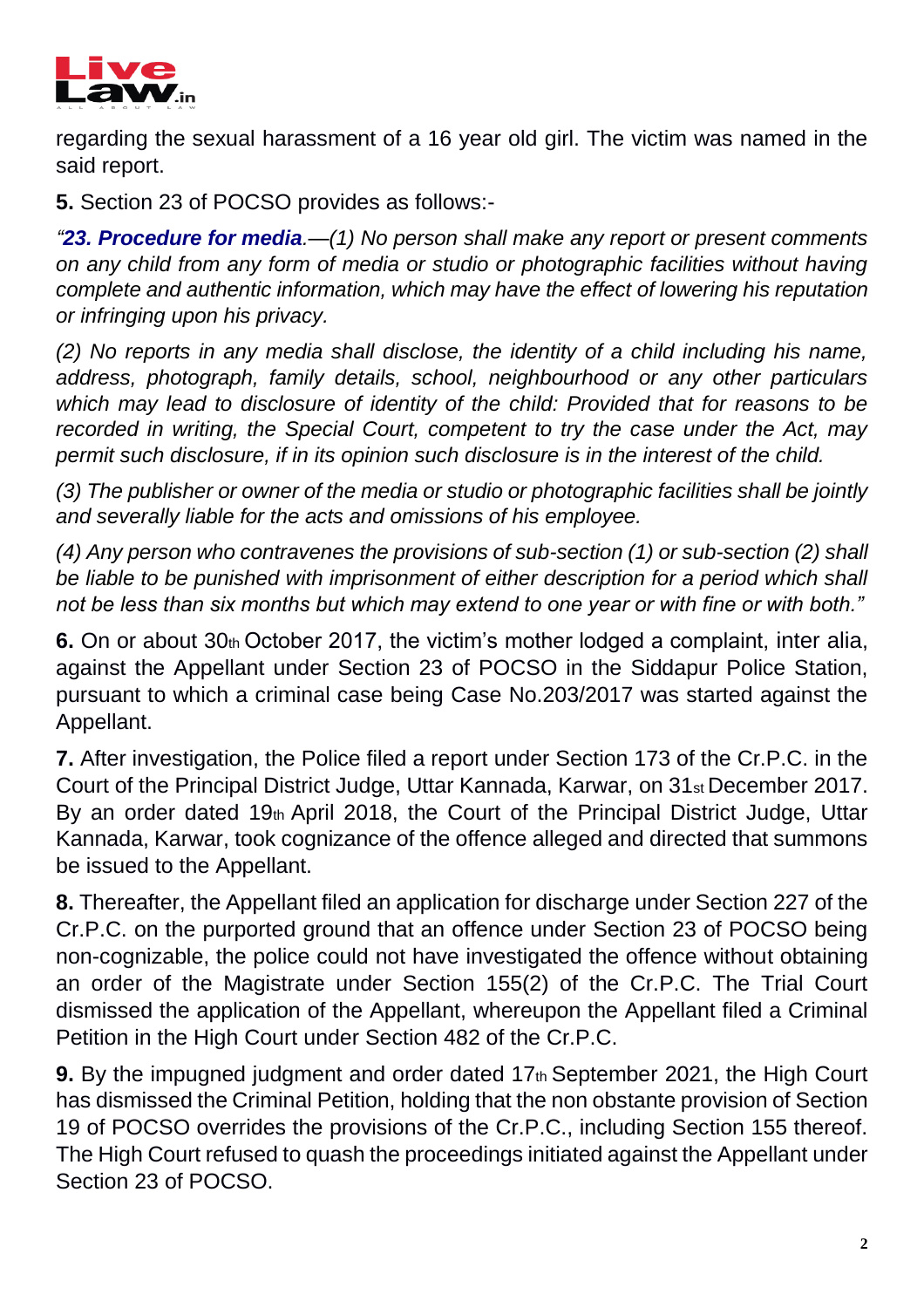regarding the sexual harassment of a 16 year old girl. The victim was named in the said report.

**5.** Section 23 of POCSO provides as follows:-

*"**23. Procedure for media**.—(1) No person shall make any report or present comments on any child from any form of media or studio or photographic facilities without having complete and authentic information, which may have the effect of lowering his reputation or infringing upon his privacy.*

*(2) No reports in any media shall disclose, the identity of a child including his name, address, photograph, family details, school, neighbourhood or any other particulars which may lead to disclosure of identity of the child: Provided that for reasons to be recorded in writing, the Special Court, competent to try the case under the Act, may permit such disclosure, if in its opinion such disclosure is in the interest of the child.*

*(3) The publisher or owner of the media or studio or photographic facilities shall be jointly and severally liable for the acts and omissions of his employee.*

*(4) Any person who contravenes the provisions of sub-section (1) or sub-section (2) shall be liable to be punished with imprisonment of either description for a period which shall not be less than six months but which may extend to one year or with fine or with both."*

**6.** On or about 30th October 2017, the victim's mother lodged a complaint, inter alia, against the Appellant under Section 23 of POCSO in the Siddapur Police Station, pursuant to which a criminal case being Case No.203/2017 was started against the Appellant.

**7.** After investigation, the Police filed a report under Section 173 of the Cr.P.C. in the Court of the Principal District Judge, Uttar Kannada, Karwar, on 31st December 2017. By an order dated 19th April 2018, the Court of the Principal District Judge, Uttar Kannada, Karwar, took cognizance of the offence alleged and directed that summons be issued to the Appellant.

**8.** Thereafter, the Appellant filed an application for discharge under Section 227 of the Cr.P.C. on the purported ground that an offence under Section 23 of POCSO being non-cognizable, the police could not have investigated the offence without obtaining an order of the Magistrate under Section 155(2) of the Cr.P.C. The Trial Court dismissed the application of the Appellant, whereupon the Appellant filed a Criminal Petition in the High Court under Section 482 of the Cr.P.C.

**9.** By the impugned judgment and order dated 17th September 2021, the High Court has dismissed the Criminal Petition, holding that the non obstante provision of Section 19 of POCSO overrides the provisions of the Cr.P.C., including Section 155 thereof. The High Court refused to quash the proceedings initiated against the Appellant under Section 23 of POCSO.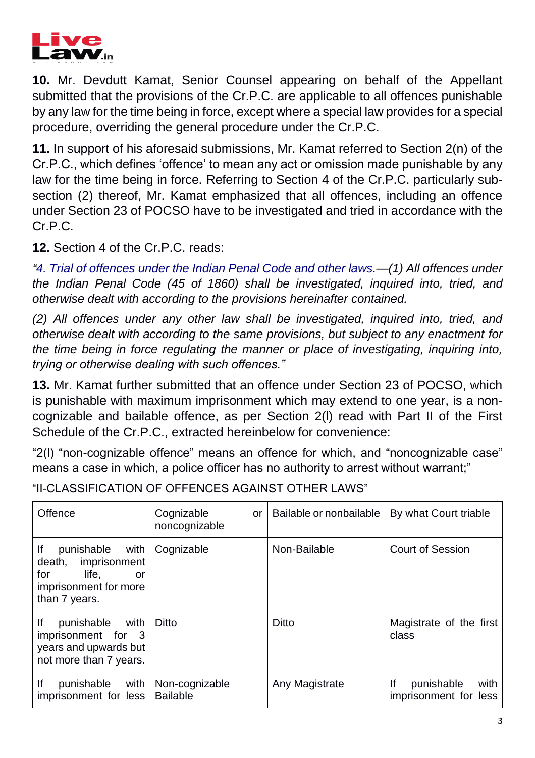**10.** Mr. Devdutt Kamat, Senior Counsel appearing on behalf of the Appellant submitted that the provisions of the Cr.P.C. are applicable to all offences punishable by any law for the time being in force, except where a special law provides for a special procedure, overriding the general procedure under the Cr.P.C.

**11.** In support of his aforesaid submissions, Mr. Kamat referred to Section 2(n) of the Cr.P.C., which defines 'offence' to mean any act or omission made punishable by any law for the time being in force. Referring to Section 4 of the Cr.P.C. particularly sub-section (2) thereof, Mr. Kamat emphasized that all offences, including an offence under Section 23 of POCSO have to be investigated and tried in accordance with the Cr.P.C.

**12.** Section 4 of the Cr.P.C. reads:

*"4. Trial of offences under the Indian Penal Code and other laws.—(1) All offences under the Indian Penal Code (45 of 1860) shall be investigated, inquired into, tried, and otherwise dealt with according to the provisions hereinafter contained.*

*(2) All offences under any other law shall be investigated, inquired into, tried, and otherwise dealt with according to the same provisions, but subject to any enactment for the time being in force regulating the manner or place of investigating, inquiring into, trying or otherwise dealing with such offences."*

**13.** Mr. Kamat further submitted that an offence under Section 23 of POCSO, which is punishable with maximum imprisonment which may extend to one year, is a non-cognizable and bailable offence, as per Section 2(l) read with Part II of the First Schedule of the Cr.P.C., extracted hereinbelow for convenience:

"2(l) "non-cognizable offence" means an offence for which, and "noncognizable case" means a case in which, a police officer has no authority to arrest without warrant;"

"II-CLASSIFICATION OF OFFENCES AGAINST OTHER LAWS"

| Offence | Cognizable or noncognizable | Bailable or nonbailable | By what Court triable |
|---|---|---|---|
| If punishable with death, imprisonment for life, or imprisonment for more than 7 years. | Cognizable | Non-Bailable | Court of Session |
| If punishable with imprisonment for 3 years and upwards but not more than 7 years. | Ditto | Ditto | Magistrate of the first class |
| If punishable with imprisonment for less | Non-cognizable Bailable | Any Magistrate | If punishable with imprisonment for less |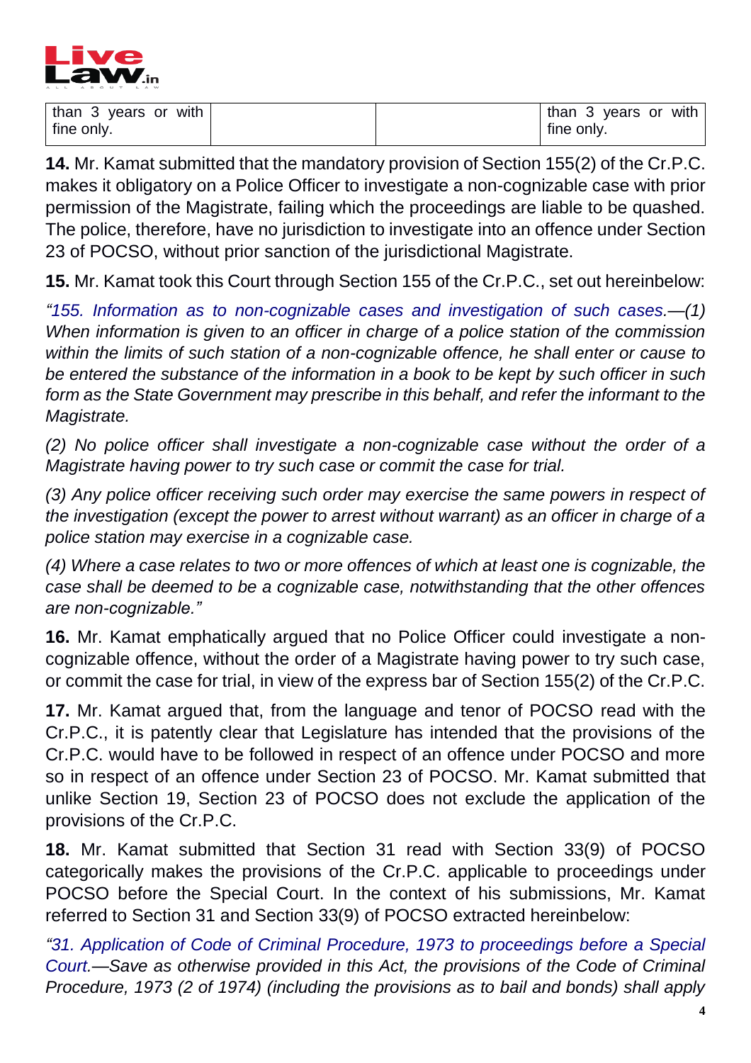| than 3 years or with fine only. | | | than 3 years or with fine only. |
|---|---|---|---|

**14.** Mr. Kamat submitted that the mandatory provision of Section 155(2) of the Cr.P.C. makes it obligatory on a Police Officer to investigate a non-cognizable case with prior permission of the Magistrate, failing which the proceedings are liable to be quashed. The police, therefore, have no jurisdiction to investigate into an offence under Section 23 of POCSO, without prior sanction of the jurisdictional Magistrate.

**15.** Mr. Kamat took this Court through Section 155 of the Cr.P.C., set out hereinbelow:

*"155. Information as to non-cognizable cases and investigation of such cases.—(1) When information is given to an officer in charge of a police station of the commission within the limits of such station of a non-cognizable offence, he shall enter or cause to be entered the substance of the information in a book to be kept by such officer in such form as the State Government may prescribe in this behalf, and refer the informant to the Magistrate.*

*(2) No police officer shall investigate a non-cognizable case without the order of a Magistrate having power to try such case or commit the case for trial.*

*(3) Any police officer receiving such order may exercise the same powers in respect of the investigation (except the power to arrest without warrant) as an officer in charge of a police station may exercise in a cognizable case.*

*(4) Where a case relates to two or more offences of which at least one is cognizable, the case shall be deemed to be a cognizable case, notwithstanding that the other offences are non-cognizable."*

**16.** Mr. Kamat emphatically argued that no Police Officer could investigate a non-cognizable offence, without the order of a Magistrate having power to try such case, or commit the case for trial, in view of the express bar of Section 155(2) of the Cr.P.C.

**17.** Mr. Kamat argued that, from the language and tenor of POCSO read with the Cr.P.C., it is patently clear that Legislature has intended that the provisions of the Cr.P.C. would have to be followed in respect of an offence under POCSO and more so in respect of an offence under Section 23 of POCSO. Mr. Kamat submitted that unlike Section 19, Section 23 of POCSO does not exclude the application of the provisions of the Cr.P.C.

**18.** Mr. Kamat submitted that Section 31 read with Section 33(9) of POCSO categorically makes the provisions of the Cr.P.C. applicable to proceedings under POCSO before the Special Court. In the context of his submissions, Mr. Kamat referred to Section 31 and Section 33(9) of POCSO extracted hereinbelow:

*"31. Application of Code of Criminal Procedure, 1973 to proceedings before a Special Court.—Save as otherwise provided in this Act, the provisions of the Code of Criminal Procedure, 1973 (2 of 1974) (including the provisions as to bail and bonds) shall apply*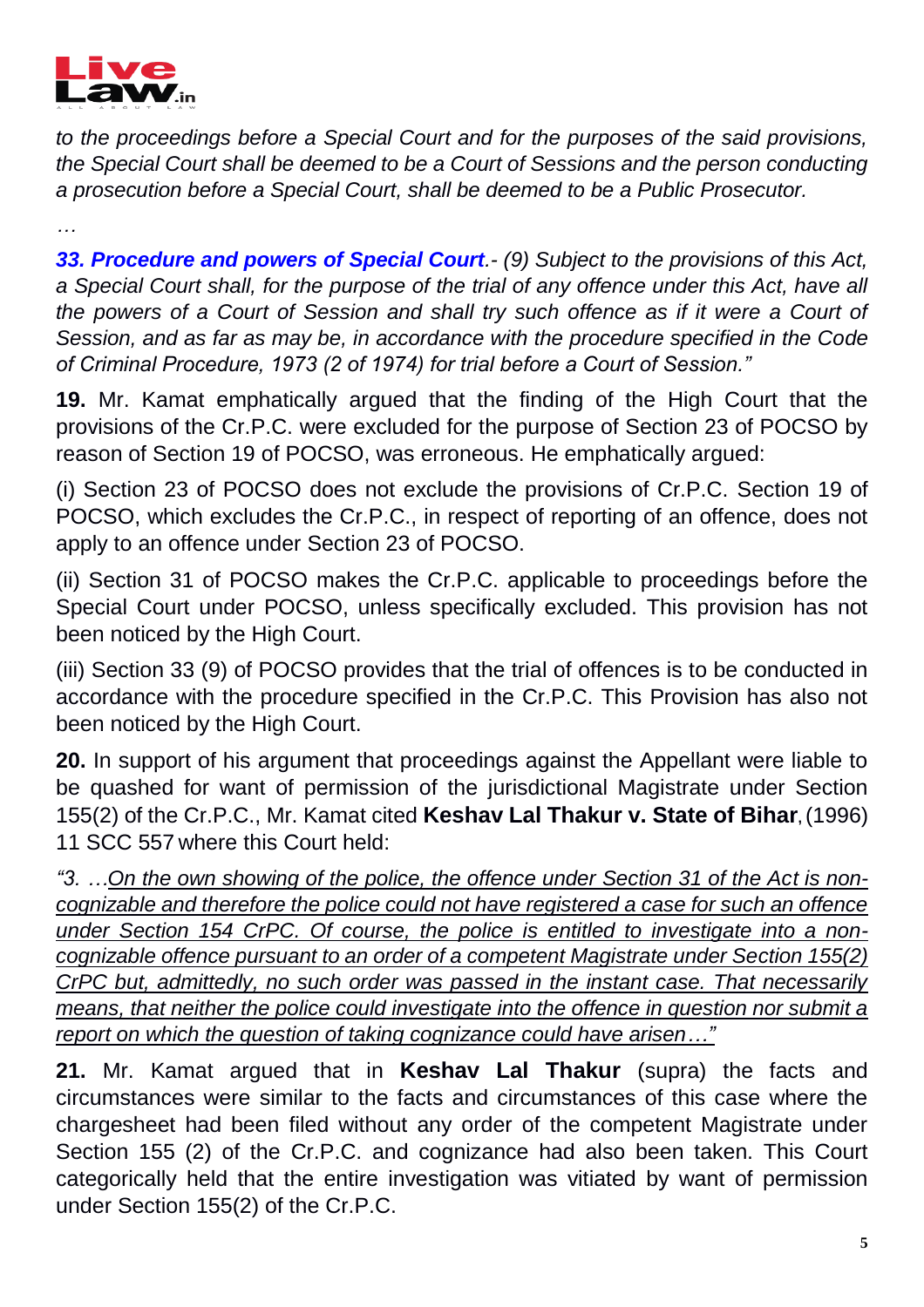*to the proceedings before a Special Court and for the purposes of the said provisions, the Special Court shall be deemed to be a Court of Sessions and the person conducting a prosecution before a Special Court, shall be deemed to be a Public Prosecutor.*

*…*

***33. Procedure and powers of Special Court**.- (9) Subject to the provisions of this Act, a Special Court shall, for the purpose of the trial of any offence under this Act, have all the powers of a Court of Session and shall try such offence as if it were a Court of Session, and as far as may be, in accordance with the procedure specified in the Code of Criminal Procedure, 1973 (2 of 1974) for trial before a Court of Session."*

**19.** Mr. Kamat emphatically argued that the finding of the High Court that the provisions of the Cr.P.C. were excluded for the purpose of Section 23 of POCSO by reason of Section 19 of POCSO, was erroneous. He emphatically argued:

(i) Section 23 of POCSO does not exclude the provisions of Cr.P.C. Section 19 of POCSO, which excludes the Cr.P.C., in respect of reporting of an offence, does not apply to an offence under Section 23 of POCSO.

(ii) Section 31 of POCSO makes the Cr.P.C. applicable to proceedings before the Special Court under POCSO, unless specifically excluded. This provision has not been noticed by the High Court.

(iii) Section 33 (9) of POCSO provides that the trial of offences is to be conducted in accordance with the procedure specified in the Cr.P.C. This Provision has also not been noticed by the High Court.

**20.** In support of his argument that proceedings against the Appellant were liable to be quashed for want of permission of the jurisdictional Magistrate under Section 155(2) of the Cr.P.C., Mr. Kamat cited **Keshav Lal Thakur v. State of Bihar**, (1996) 11 SCC 557 where this Court held:

*"3. …<u>On the own showing of the police, the offence under Section 31 of the Act is non-cognizable and therefore the police could not have registered a case for such an offence under Section 154 CrPC. Of course, the police is entitled to investigate into a non-cognizable offence pursuant to an order of a competent Magistrate under Section 155(2) CrPC but, admittedly, no such order was passed in the instant case. That necessarily means, that neither the police could investigate into the offence in question nor submit a report on which the question of taking cognizance could have arisen…</u>"*

**21.** Mr. Kamat argued that in **Keshav Lal Thakur** (supra) the facts and circumstances were similar to the facts and circumstances of this case where the chargesheet had been filed without any order of the competent Magistrate under Section 155 (2) of the Cr.P.C. and cognizance had also been taken. This Court categorically held that the entire investigation was vitiated by want of permission under Section 155(2) of the Cr.P.C.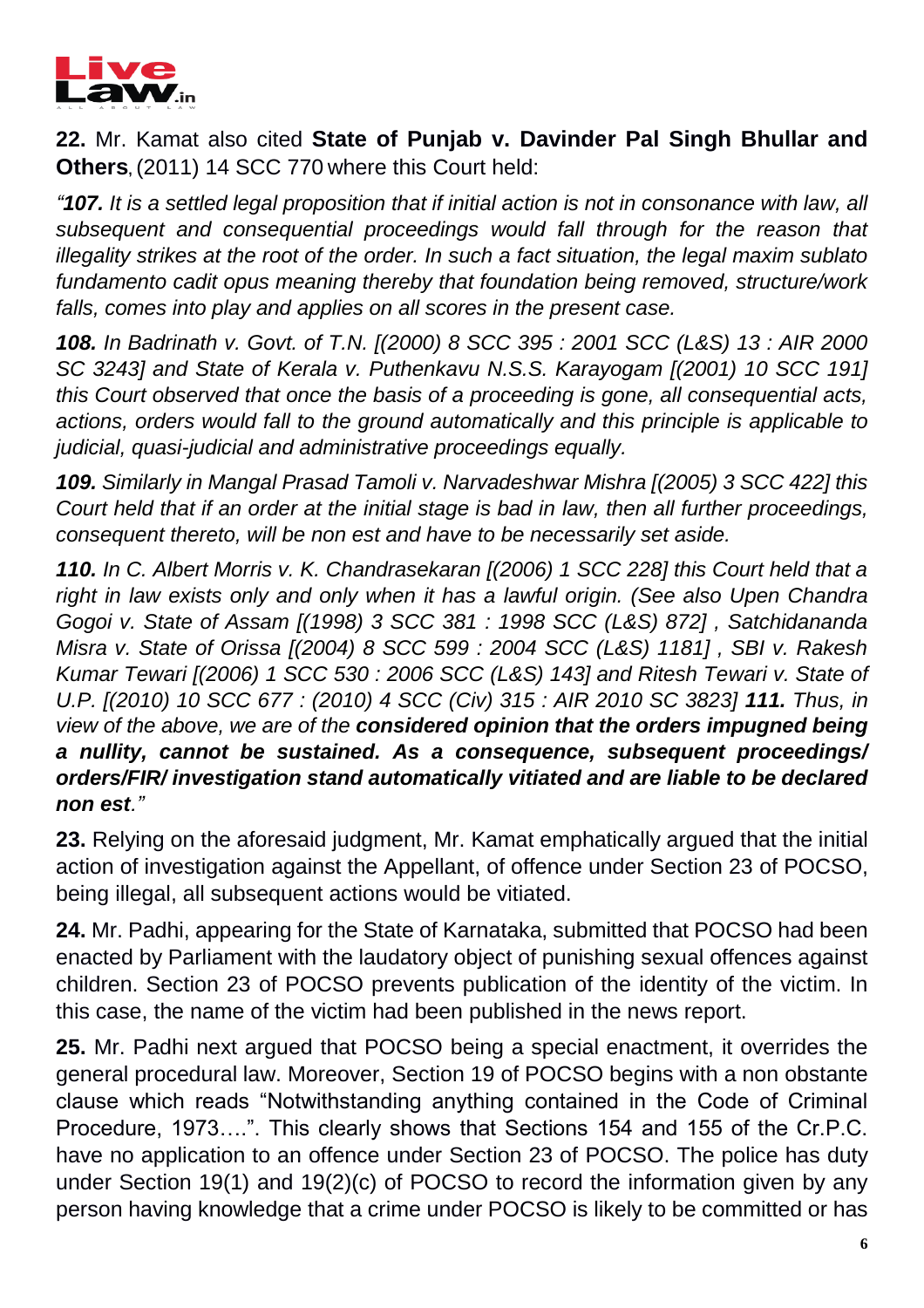**22.** Mr. Kamat also cited **State of Punjab v. Davinder Pal Singh Bhullar and Others**, (2011) 14 SCC 770 where this Court held:

*"**107.** It is a settled legal proposition that if initial action is not in consonance with law, all subsequent and consequential proceedings would fall through for the reason that illegality strikes at the root of the order. In such a fact situation, the legal maxim sublato fundamento cadit opus meaning thereby that foundation being removed, structure/work falls, comes into play and applies on all scores in the present case.*

***108.** In Badrinath v. Govt. of T.N. [(2000) 8 SCC 395 : 2001 SCC (L&S) 13 : AIR 2000 SC 3243] and State of Kerala v. Puthenkavu N.S.S. Karayogam [(2001) 10 SCC 191] this Court observed that once the basis of a proceeding is gone, all consequential acts, actions, orders would fall to the ground automatically and this principle is applicable to judicial, quasi-judicial and administrative proceedings equally.*

***109.** Similarly in Mangal Prasad Tamoli v. Narvadeshwar Mishra [(2005) 3 SCC 422] this Court held that if an order at the initial stage is bad in law, then all further proceedings, consequent thereto, will be non est and have to be necessarily set aside.*

***110.** In C. Albert Morris v. K. Chandrasekaran [(2006) 1 SCC 228] this Court held that a right in law exists only and only when it has a lawful origin. (See also Upen Chandra Gogoi v. State of Assam [(1998) 3 SCC 381 : 1998 SCC (L&S) 872] , Satchidananda Misra v. State of Orissa [(2004) 8 SCC 599 : 2004 SCC (L&S) 1181] , SBI v. Rakesh Kumar Tewari [(2006) 1 SCC 530 : 2006 SCC (L&S) 143] and Ritesh Tewari v. State of U.P. [(2010) 10 SCC 677 : (2010) 4 SCC (Civ) 315 : AIR 2010 SC 3823] **111.** Thus, in view of the above, we are of the **considered opinion that the orders impugned being a nullity, cannot be sustained. As a consequence, subsequent proceedings/ orders/FIR/ investigation stand automatically vitiated and are liable to be declared non est**."*

**23.** Relying on the aforesaid judgment, Mr. Kamat emphatically argued that the initial action of investigation against the Appellant, of offence under Section 23 of POCSO, being illegal, all subsequent actions would be vitiated.

**24.** Mr. Padhi, appearing for the State of Karnataka, submitted that POCSO had been enacted by Parliament with the laudatory object of punishing sexual offences against children. Section 23 of POCSO prevents publication of the identity of the victim. In this case, the name of the victim had been published in the news report.

**25.** Mr. Padhi next argued that POCSO being a special enactment, it overrides the general procedural law. Moreover, Section 19 of POCSO begins with a non obstante clause which reads "Notwithstanding anything contained in the Code of Criminal Procedure, 1973….". This clearly shows that Sections 154 and 155 of the Cr.P.C. have no application to an offence under Section 23 of POCSO. The police has duty under Section 19(1) and 19(2)(c) of POCSO to record the information given by any person having knowledge that a crime under POCSO is likely to be committed or has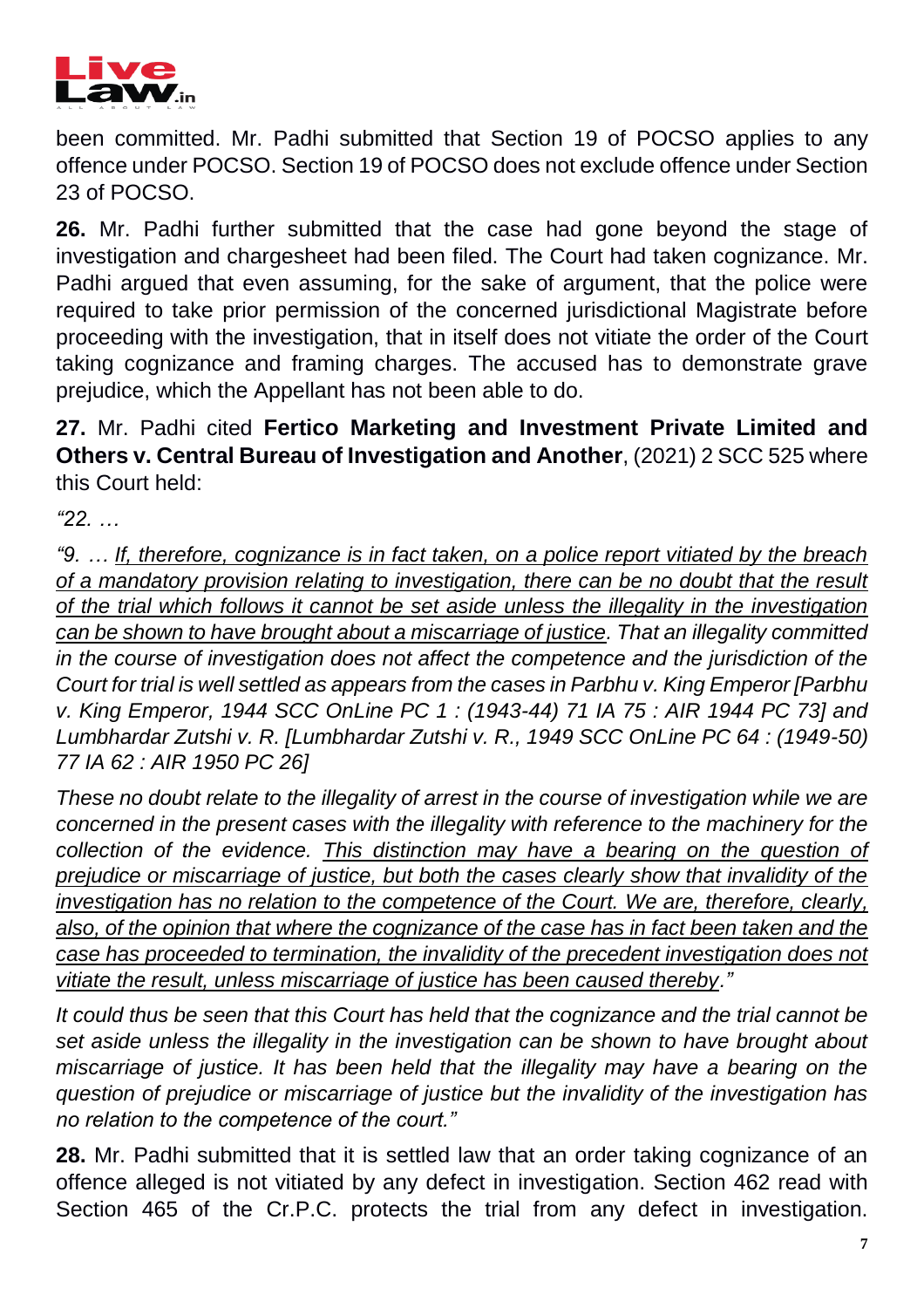been committed. Mr. Padhi submitted that Section 19 of POCSO applies to any offence under POCSO. Section 19 of POCSO does not exclude offence under Section 23 of POCSO.

**26.** Mr. Padhi further submitted that the case had gone beyond the stage of investigation and chargesheet had been filed. The Court had taken cognizance. Mr. Padhi argued that even assuming, for the sake of argument, that the police were required to take prior permission of the concerned jurisdictional Magistrate before proceeding with the investigation, that in itself does not vitiate the order of the Court taking cognizance and framing charges. The accused has to demonstrate grave prejudice, which the Appellant has not been able to do.

**27.** Mr. Padhi cited **Fertico Marketing and Investment Private Limited and Others v. Central Bureau of Investigation and Another**, (2021) 2 SCC 525 where this Court held:

*"22. …*

*"9. … <u>If, therefore, cognizance is in fact taken, on a police report vitiated by the breach of a mandatory provision relating to investigation, there can be no doubt that the result of the trial which follows it cannot be set aside unless the illegality in the investigation can be shown to have brought about a miscarriage of justice</u>. That an illegality committed in the course of investigation does not affect the competence and the jurisdiction of the Court for trial is well settled as appears from the cases in Parbhu v. King Emperor [Parbhu v. King Emperor, 1944 SCC OnLine PC 1 : (1943-44) 71 IA 75 : AIR 1944 PC 73] and Lumbhardar Zutshi v. R. [Lumbhardar Zutshi v. R., 1949 SCC OnLine PC 64 : (1949-50) 77 IA 62 : AIR 1950 PC 26]*

*These no doubt relate to the illegality of arrest in the course of investigation while we are concerned in the present cases with the illegality with reference to the machinery for the collection of the evidence. <u>This distinction may have a bearing on the question of prejudice or miscarriage of justice, but both the cases clearly show that invalidity of the investigation has no relation to the competence of the Court. We are, therefore, clearly, also, of the opinion that where the cognizance of the case has in fact been taken and the case has proceeded to termination, the invalidity of the precedent investigation does not vitiate the result, unless miscarriage of justice has been caused thereby</u>."*

*It could thus be seen that this Court has held that the cognizance and the trial cannot be set aside unless the illegality in the investigation can be shown to have brought about miscarriage of justice. It has been held that the illegality may have a bearing on the question of prejudice or miscarriage of justice but the invalidity of the investigation has no relation to the competence of the court."*

**28.** Mr. Padhi submitted that it is settled law that an order taking cognizance of an offence alleged is not vitiated by any defect in investigation. Section 462 read with Section 465 of the Cr.P.C. protects the trial from any defect in investigation.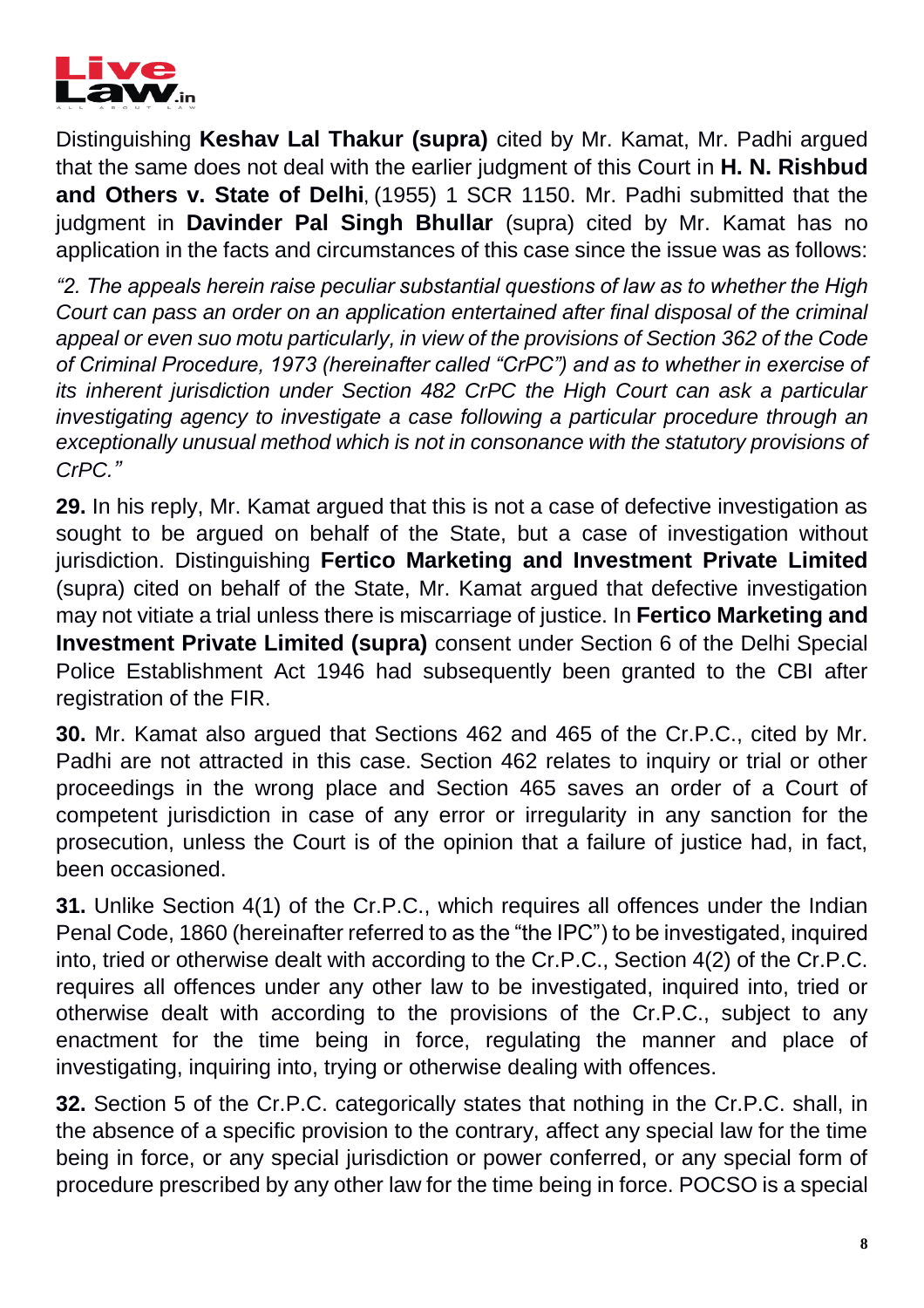Distinguishing **Keshav Lal Thakur (supra)** cited by Mr. Kamat, Mr. Padhi argued that the same does not deal with the earlier judgment of this Court in **H. N. Rishbud and Others v. State of Delhi**, (1955) 1 SCR 1150. Mr. Padhi submitted that the judgment in **Davinder Pal Singh Bhullar** (supra) cited by Mr. Kamat has no application in the facts and circumstances of this case since the issue was as follows:

*"2. The appeals herein raise peculiar substantial questions of law as to whether the High Court can pass an order on an application entertained after final disposal of the criminal appeal or even suo motu particularly, in view of the provisions of Section 362 of the Code of Criminal Procedure, 1973 (hereinafter called "CrPC") and as to whether in exercise of its inherent jurisdiction under Section 482 CrPC the High Court can ask a particular investigating agency to investigate a case following a particular procedure through an exceptionally unusual method which is not in consonance with the statutory provisions of CrPC."*

**29.** In his reply, Mr. Kamat argued that this is not a case of defective investigation as sought to be argued on behalf of the State, but a case of investigation without jurisdiction. Distinguishing **Fertico Marketing and Investment Private Limited** (supra) cited on behalf of the State, Mr. Kamat argued that defective investigation may not vitiate a trial unless there is miscarriage of justice. In **Fertico Marketing and Investment Private Limited (supra)** consent under Section 6 of the Delhi Special Police Establishment Act 1946 had subsequently been granted to the CBI after registration of the FIR.

**30.** Mr. Kamat also argued that Sections 462 and 465 of the Cr.P.C., cited by Mr. Padhi are not attracted in this case. Section 462 relates to inquiry or trial or other proceedings in the wrong place and Section 465 saves an order of a Court of competent jurisdiction in case of any error or irregularity in any sanction for the prosecution, unless the Court is of the opinion that a failure of justice had, in fact, been occasioned.

**31.** Unlike Section 4(1) of the Cr.P.C., which requires all offences under the Indian Penal Code, 1860 (hereinafter referred to as the "the IPC") to be investigated, inquired into, tried or otherwise dealt with according to the Cr.P.C., Section 4(2) of the Cr.P.C. requires all offences under any other law to be investigated, inquired into, tried or otherwise dealt with according to the provisions of the Cr.P.C., subject to any enactment for the time being in force, regulating the manner and place of investigating, inquiring into, trying or otherwise dealing with offences.

**32.** Section 5 of the Cr.P.C. categorically states that nothing in the Cr.P.C. shall, in the absence of a specific provision to the contrary, affect any special law for the time being in force, or any special jurisdiction or power conferred, or any special form of procedure prescribed by any other law for the time being in force. POCSO is a special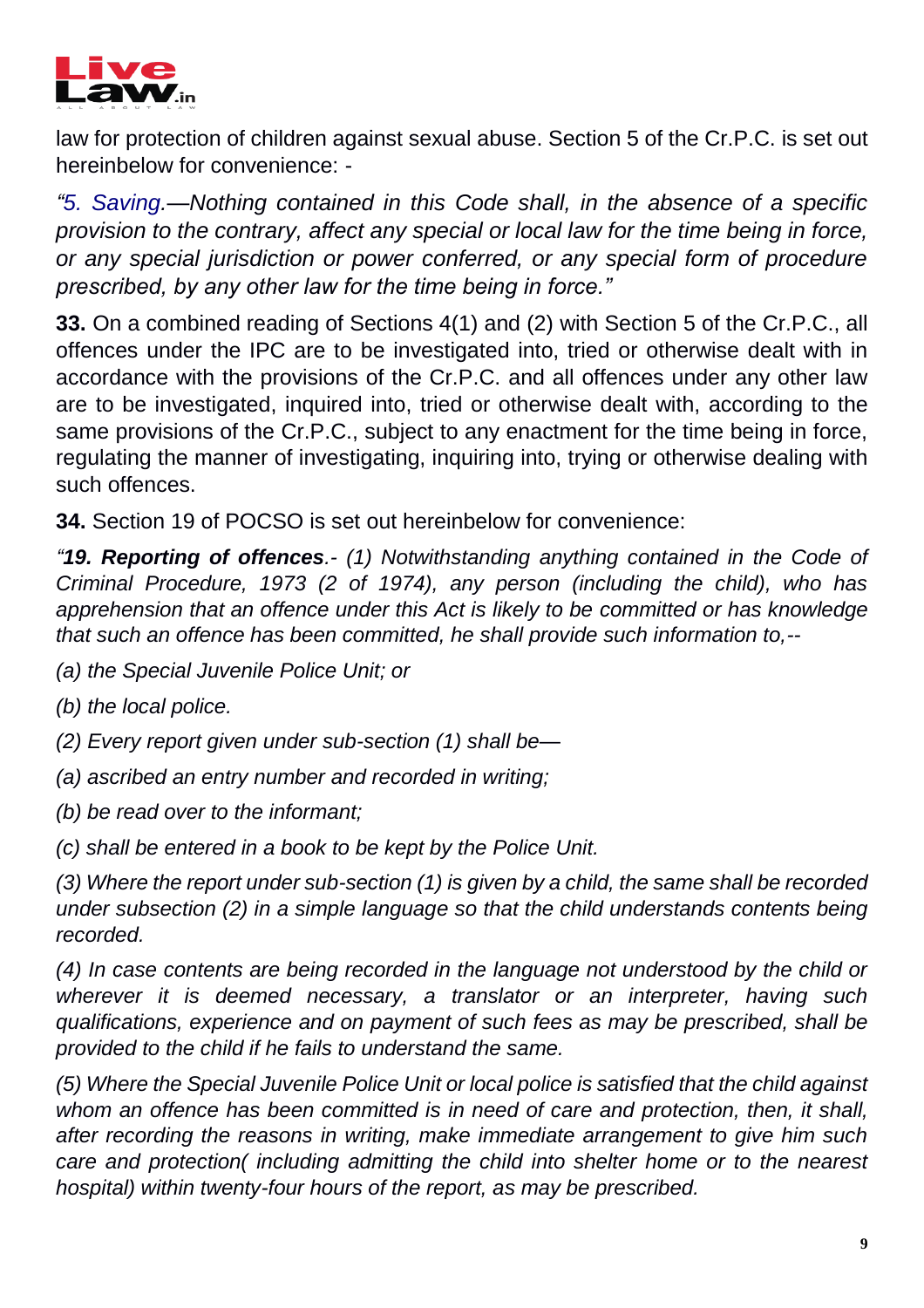law for protection of children against sexual abuse. Section 5 of the Cr.P.C. is set out hereinbelow for convenience: -

*"5. Saving.—Nothing contained in this Code shall, in the absence of a specific provision to the contrary, affect any special or local law for the time being in force, or any special jurisdiction or power conferred, or any special form of procedure prescribed, by any other law for the time being in force."*

**33.** On a combined reading of Sections 4(1) and (2) with Section 5 of the Cr.P.C., all offences under the IPC are to be investigated into, tried or otherwise dealt with in accordance with the provisions of the Cr.P.C. and all offences under any other law are to be investigated, inquired into, tried or otherwise dealt with, according to the same provisions of the Cr.P.C., subject to any enactment for the time being in force, regulating the manner of investigating, inquiring into, trying or otherwise dealing with such offences.

**34.** Section 19 of POCSO is set out hereinbelow for convenience:

*"**19. Reporting of offences**.- (1) Notwithstanding anything contained in the Code of Criminal Procedure, 1973 (2 of 1974), any person (including the child), who has apprehension that an offence under this Act is likely to be committed or has knowledge that such an offence has been committed, he shall provide such information to,--*

*(a) the Special Juvenile Police Unit; or*

*(b) the local police.*

*(2) Every report given under sub-section (1) shall be—*

*(a) ascribed an entry number and recorded in writing;*

*(b) be read over to the informant;*

*(c) shall be entered in a book to be kept by the Police Unit.*

*(3) Where the report under sub-section (1) is given by a child, the same shall be recorded under subsection (2) in a simple language so that the child understands contents being recorded.*

*(4) In case contents are being recorded in the language not understood by the child or wherever it is deemed necessary, a translator or an interpreter, having such qualifications, experience and on payment of such fees as may be prescribed, shall be provided to the child if he fails to understand the same.*

*(5) Where the Special Juvenile Police Unit or local police is satisfied that the child against whom an offence has been committed is in need of care and protection, then, it shall, after recording the reasons in writing, make immediate arrangement to give him such care and protection( including admitting the child into shelter home or to the nearest hospital) within twenty-four hours of the report, as may be prescribed.*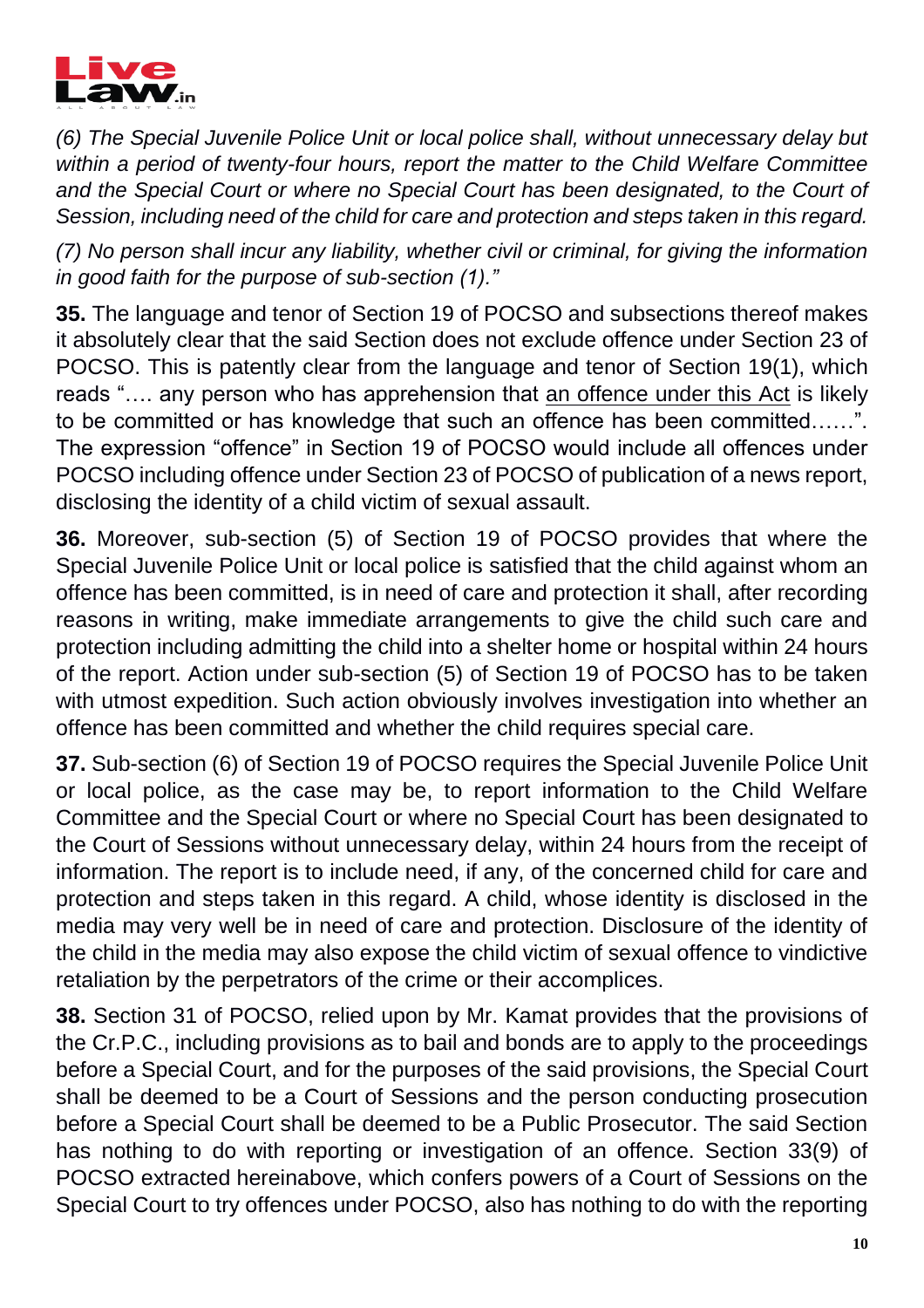*(6) The Special Juvenile Police Unit or local police shall, without unnecessary delay but within a period of twenty-four hours, report the matter to the Child Welfare Committee and the Special Court or where no Special Court has been designated, to the Court of Session, including need of the child for care and protection and steps taken in this regard.*

*(7) No person shall incur any liability, whether civil or criminal, for giving the information in good faith for the purpose of sub-section (1)."*

**35.** The language and tenor of Section 19 of POCSO and subsections thereof makes it absolutely clear that the said Section does not exclude offence under Section 23 of POCSO. This is patently clear from the language and tenor of Section 19(1), which reads "…. any person who has apprehension that <u>an offence under this Act</u> is likely to be committed or has knowledge that such an offence has been committed……". The expression "offence" in Section 19 of POCSO would include all offences under POCSO including offence under Section 23 of POCSO of publication of a news report, disclosing the identity of a child victim of sexual assault.

**36.** Moreover, sub-section (5) of Section 19 of POCSO provides that where the Special Juvenile Police Unit or local police is satisfied that the child against whom an offence has been committed, is in need of care and protection it shall, after recording reasons in writing, make immediate arrangements to give the child such care and protection including admitting the child into a shelter home or hospital within 24 hours of the report. Action under sub-section (5) of Section 19 of POCSO has to be taken with utmost expedition. Such action obviously involves investigation into whether an offence has been committed and whether the child requires special care.

**37.** Sub-section (6) of Section 19 of POCSO requires the Special Juvenile Police Unit or local police, as the case may be, to report information to the Child Welfare Committee and the Special Court or where no Special Court has been designated to the Court of Sessions without unnecessary delay, within 24 hours from the receipt of information. The report is to include need, if any, of the concerned child for care and protection and steps taken in this regard. A child, whose identity is disclosed in the media may very well be in need of care and protection. Disclosure of the identity of the child in the media may also expose the child victim of sexual offence to vindictive retaliation by the perpetrators of the crime or their accomplices.

**38.** Section 31 of POCSO, relied upon by Mr. Kamat provides that the provisions of the Cr.P.C., including provisions as to bail and bonds are to apply to the proceedings before a Special Court, and for the purposes of the said provisions, the Special Court shall be deemed to be a Court of Sessions and the person conducting prosecution before a Special Court shall be deemed to be a Public Prosecutor. The said Section has nothing to do with reporting or investigation of an offence. Section 33(9) of POCSO extracted hereinabove, which confers powers of a Court of Sessions on the Special Court to try offences under POCSO, also has nothing to do with the reporting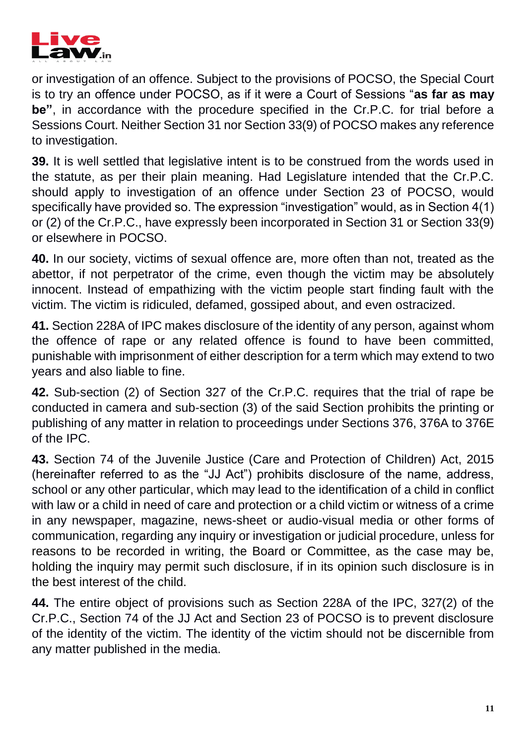or investigation of an offence. Subject to the provisions of POCSO, the Special Court is to try an offence under POCSO, as if it were a Court of Sessions "**as far as may be"**, in accordance with the procedure specified in the Cr.P.C. for trial before a Sessions Court. Neither Section 31 nor Section 33(9) of POCSO makes any reference to investigation.

**39.** It is well settled that legislative intent is to be construed from the words used in the statute, as per their plain meaning. Had Legislature intended that the Cr.P.C. should apply to investigation of an offence under Section 23 of POCSO, would specifically have provided so. The expression "investigation" would, as in Section 4(1) or (2) of the Cr.P.C., have expressly been incorporated in Section 31 or Section 33(9) or elsewhere in POCSO.

**40.** In our society, victims of sexual offence are, more often than not, treated as the abettor, if not perpetrator of the crime, even though the victim may be absolutely innocent. Instead of empathizing with the victim people start finding fault with the victim. The victim is ridiculed, defamed, gossiped about, and even ostracized.

**41.** Section 228A of IPC makes disclosure of the identity of any person, against whom the offence of rape or any related offence is found to have been committed, punishable with imprisonment of either description for a term which may extend to two years and also liable to fine.

**42.** Sub-section (2) of Section 327 of the Cr.P.C. requires that the trial of rape be conducted in camera and sub-section (3) of the said Section prohibits the printing or publishing of any matter in relation to proceedings under Sections 376, 376A to 376E of the IPC.

**43.** Section 74 of the Juvenile Justice (Care and Protection of Children) Act, 2015 (hereinafter referred to as the "JJ Act") prohibits disclosure of the name, address, school or any other particular, which may lead to the identification of a child in conflict with law or a child in need of care and protection or a child victim or witness of a crime in any newspaper, magazine, news-sheet or audio-visual media or other forms of communication, regarding any inquiry or investigation or judicial procedure, unless for reasons to be recorded in writing, the Board or Committee, as the case may be, holding the inquiry may permit such disclosure, if in its opinion such disclosure is in the best interest of the child.

**44.** The entire object of provisions such as Section 228A of the IPC, 327(2) of the Cr.P.C., Section 74 of the JJ Act and Section 23 of POCSO is to prevent disclosure of the identity of the victim. The identity of the victim should not be discernible from any matter published in the media.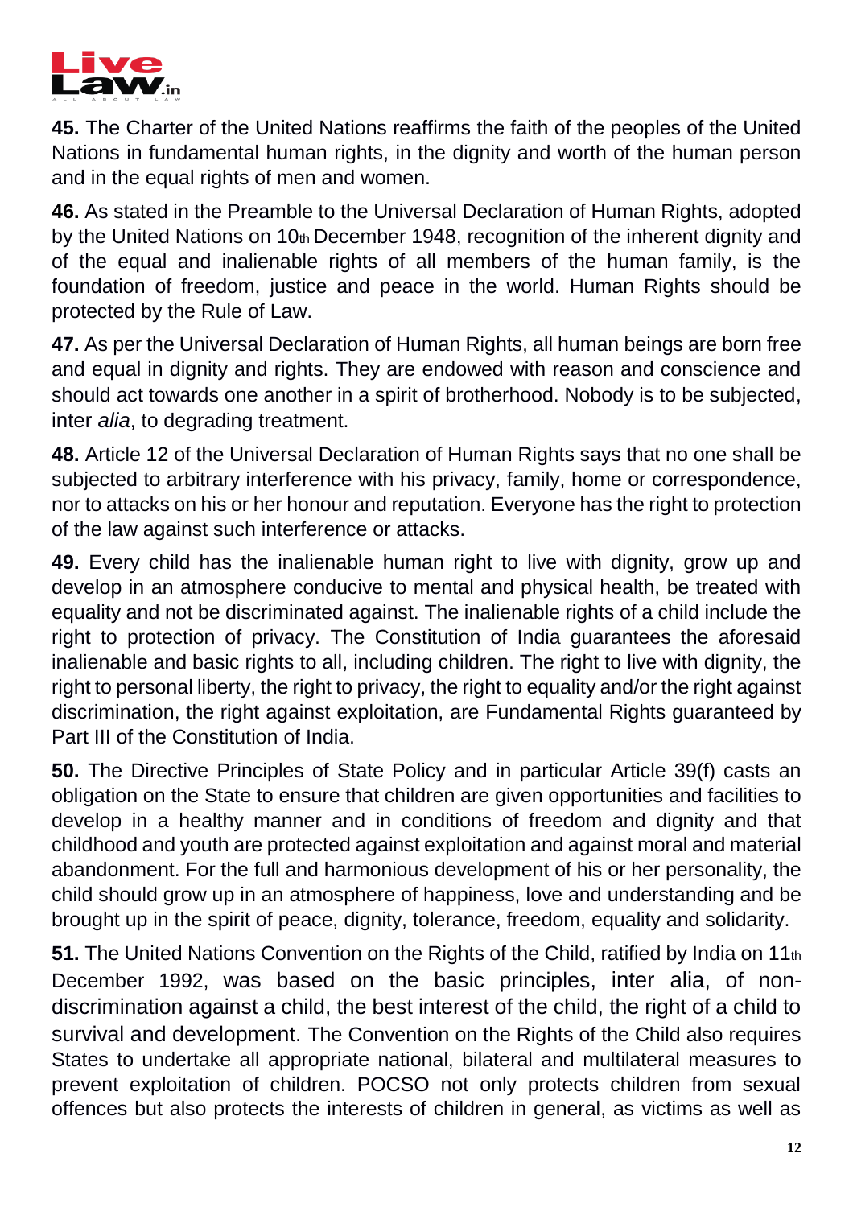**45.** The Charter of the United Nations reaffirms the faith of the peoples of the United Nations in fundamental human rights, in the dignity and worth of the human person and in the equal rights of men and women.

**46.** As stated in the Preamble to the Universal Declaration of Human Rights, adopted by the United Nations on 10th December 1948, recognition of the inherent dignity and of the equal and inalienable rights of all members of the human family, is the foundation of freedom, justice and peace in the world. Human Rights should be protected by the Rule of Law.

**47.** As per the Universal Declaration of Human Rights, all human beings are born free and equal in dignity and rights. They are endowed with reason and conscience and should act towards one another in a spirit of brotherhood. Nobody is to be subjected, inter *alia*, to degrading treatment.

**48.** Article 12 of the Universal Declaration of Human Rights says that no one shall be subjected to arbitrary interference with his privacy, family, home or correspondence, nor to attacks on his or her honour and reputation. Everyone has the right to protection of the law against such interference or attacks.

**49.** Every child has the inalienable human right to live with dignity, grow up and develop in an atmosphere conducive to mental and physical health, be treated with equality and not be discriminated against. The inalienable rights of a child include the right to protection of privacy. The Constitution of India guarantees the aforesaid inalienable and basic rights to all, including children. The right to live with dignity, the right to personal liberty, the right to privacy, the right to equality and/or the right against discrimination, the right against exploitation, are Fundamental Rights guaranteed by Part III of the Constitution of India.

**50.** The Directive Principles of State Policy and in particular Article 39(f) casts an obligation on the State to ensure that children are given opportunities and facilities to develop in a healthy manner and in conditions of freedom and dignity and that childhood and youth are protected against exploitation and against moral and material abandonment. For the full and harmonious development of his or her personality, the child should grow up in an atmosphere of happiness, love and understanding and be brought up in the spirit of peace, dignity, tolerance, freedom, equality and solidarity.

**51.** The United Nations Convention on the Rights of the Child, ratified by India on 11th December 1992, was based on the basic principles, inter alia, of non-discrimination against a child, the best interest of the child, the right of a child to survival and development. The Convention on the Rights of the Child also requires States to undertake all appropriate national, bilateral and multilateral measures to prevent exploitation of children. POCSO not only protects children from sexual offences but also protects the interests of children in general, as victims as well as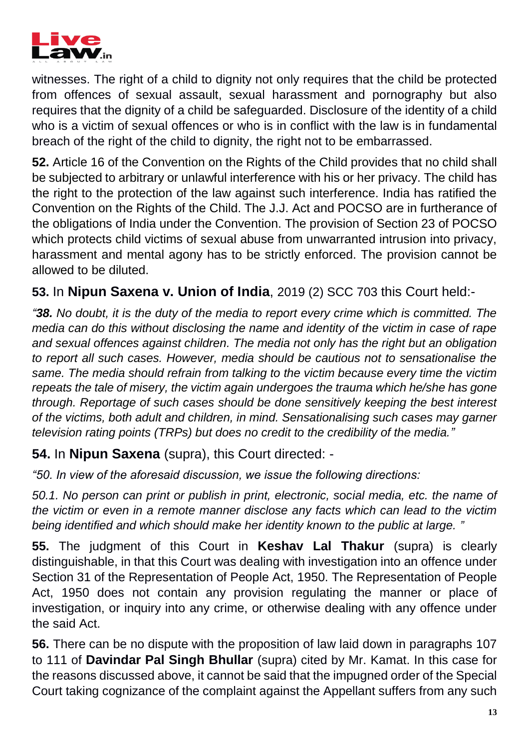witnesses. The right of a child to dignity not only requires that the child be protected from offences of sexual assault, sexual harassment and pornography but also requires that the dignity of a child be safeguarded. Disclosure of the identity of a child who is a victim of sexual offences or who is in conflict with the law is in fundamental breach of the right of the child to dignity, the right not to be embarrassed.

**52.** Article 16 of the Convention on the Rights of the Child provides that no child shall be subjected to arbitrary or unlawful interference with his or her privacy. The child has the right to the protection of the law against such interference. India has ratified the Convention on the Rights of the Child. The J.J. Act and POCSO are in furtherance of the obligations of India under the Convention. The provision of Section 23 of POCSO which protects child victims of sexual abuse from unwarranted intrusion into privacy, harassment and mental agony has to be strictly enforced. The provision cannot be allowed to be diluted.

**53.** In **Nipun Saxena v. Union of India**, 2019 (2) SCC 703 this Court held:-

*"**38.** No doubt, it is the duty of the media to report every crime which is committed. The media can do this without disclosing the name and identity of the victim in case of rape and sexual offences against children. The media not only has the right but an obligation to report all such cases. However, media should be cautious not to sensationalise the same. The media should refrain from talking to the victim because every time the victim repeats the tale of misery, the victim again undergoes the trauma which he/she has gone through. Reportage of such cases should be done sensitively keeping the best interest of the victims, both adult and children, in mind. Sensationalising such cases may garner television rating points (TRPs) but does no credit to the credibility of the media."*

**54.** In **Nipun Saxena** (supra), this Court directed: -

*"50. In view of the aforesaid discussion, we issue the following directions:*

*50.1. No person can print or publish in print, electronic, social media, etc. the name of the victim or even in a remote manner disclose any facts which can lead to the victim being identified and which should make her identity known to the public at large. "*

**55.** The judgment of this Court in **Keshav Lal Thakur** (supra) is clearly distinguishable, in that this Court was dealing with investigation into an offence under Section 31 of the Representation of People Act, 1950. The Representation of People Act, 1950 does not contain any provision regulating the manner or place of investigation, or inquiry into any crime, or otherwise dealing with any offence under the said Act.

**56.** There can be no dispute with the proposition of law laid down in paragraphs 107 to 111 of **Davindar Pal Singh Bhullar** (supra) cited by Mr. Kamat. In this case for the reasons discussed above, it cannot be said that the impugned order of the Special Court taking cognizance of the complaint against the Appellant suffers from any such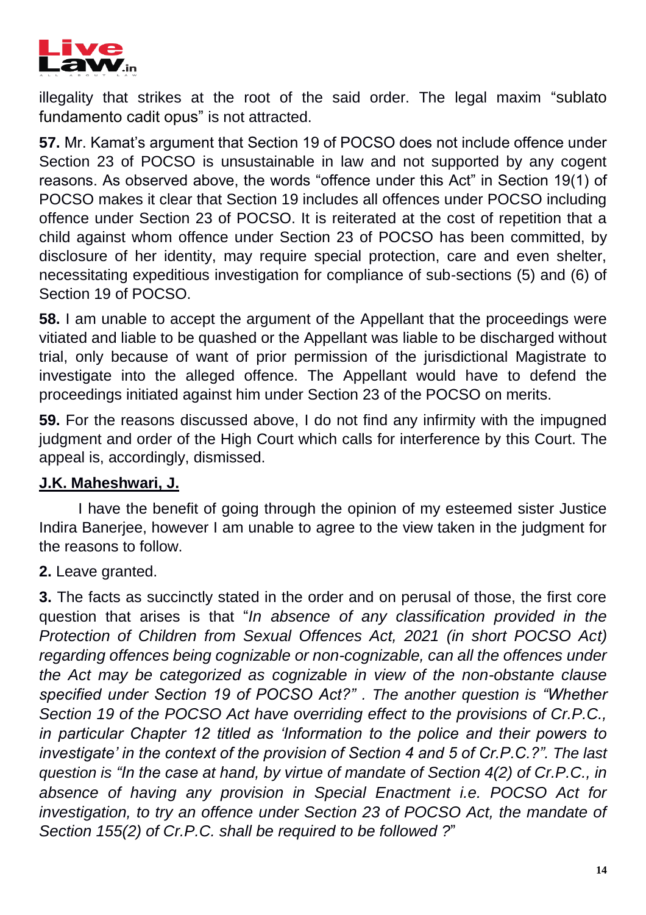illegality that strikes at the root of the said order. The legal maxim "sublato fundamento cadit opus" is not attracted.

**57.** Mr. Kamat's argument that Section 19 of POCSO does not include offence under Section 23 of POCSO is unsustainable in law and not supported by any cogent reasons. As observed above, the words "offence under this Act" in Section 19(1) of POCSO makes it clear that Section 19 includes all offences under POCSO including offence under Section 23 of POCSO. It is reiterated at the cost of repetition that a child against whom offence under Section 23 of POCSO has been committed, by disclosure of her identity, may require special protection, care and even shelter, necessitating expeditious investigation for compliance of sub-sections (5) and (6) of Section 19 of POCSO.

**58.** I am unable to accept the argument of the Appellant that the proceedings were vitiated and liable to be quashed or the Appellant was liable to be discharged without trial, only because of want of prior permission of the jurisdictional Magistrate to investigate into the alleged offence. The Appellant would have to defend the proceedings initiated against him under Section 23 of the POCSO on merits.

**59.** For the reasons discussed above, I do not find any infirmity with the impugned judgment and order of the High Court which calls for interference by this Court. The appeal is, accordingly, dismissed.

**J.K. Maheshwari, J.**

I have the benefit of going through the opinion of my esteemed sister Justice Indira Banerjee, however I am unable to agree to the view taken in the judgment for the reasons to follow.

**2.** Leave granted.

**3.** The facts as succinctly stated in the order and on perusal of those, the first core question that arises is that "*In absence of any classification provided in the Protection of Children from Sexual Offences Act, 2021 (in short POCSO Act) regarding offences being cognizable or non-cognizable, can all the offences under the Act may be categorized as cognizable in view of the non-obstante clause specified under Section 19 of POCSO Act?" . The another question is "Whether Section 19 of the POCSO Act have overriding effect to the provisions of Cr.P.C., in particular Chapter 12 titled as 'Information to the police and their powers to investigate' in the context of the provision of Section 4 and 5 of Cr.P.C.?". The last question is "In the case at hand, by virtue of mandate of Section 4(2) of Cr.P.C., in absence of having any provision in Special Enactment i.e. POCSO Act for investigation, to try an offence under Section 23 of POCSO Act, the mandate of Section 155(2) of Cr.P.C. shall be required to be followed ?*"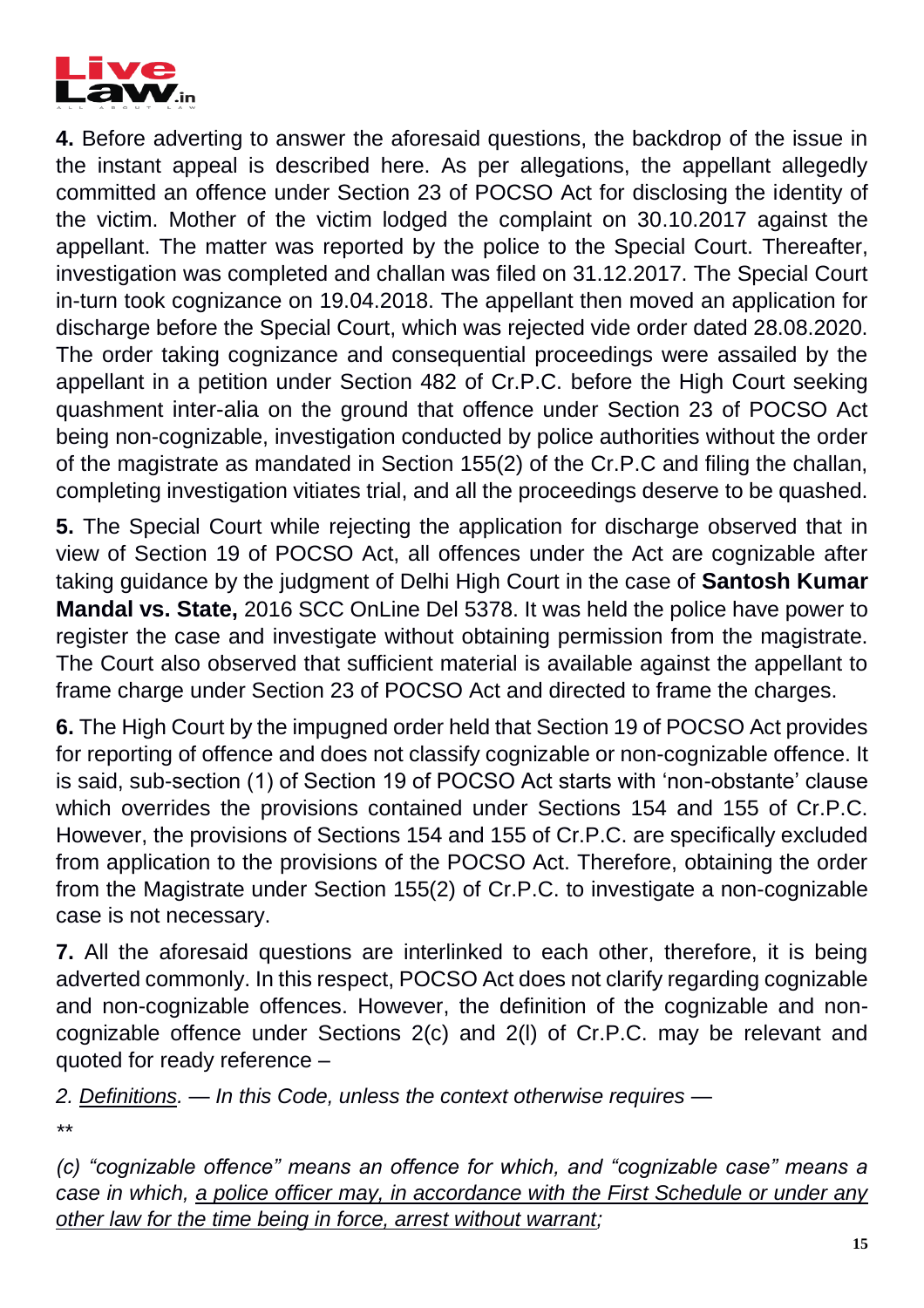**4.** Before adverting to answer the aforesaid questions, the backdrop of the issue in the instant appeal is described here. As per allegations, the appellant allegedly committed an offence under Section 23 of POCSO Act for disclosing the identity of the victim. Mother of the victim lodged the complaint on 30.10.2017 against the appellant. The matter was reported by the police to the Special Court. Thereafter, investigation was completed and challan was filed on 31.12.2017. The Special Court in-turn took cognizance on 19.04.2018. The appellant then moved an application for discharge before the Special Court, which was rejected vide order dated 28.08.2020. The order taking cognizance and consequential proceedings were assailed by the appellant in a petition under Section 482 of Cr.P.C. before the High Court seeking quashment inter-alia on the ground that offence under Section 23 of POCSO Act being non-cognizable, investigation conducted by police authorities without the order of the magistrate as mandated in Section 155(2) of the Cr.P.C and filing the challan, completing investigation vitiates trial, and all the proceedings deserve to be quashed.

**5.** The Special Court while rejecting the application for discharge observed that in view of Section 19 of POCSO Act, all offences under the Act are cognizable after taking guidance by the judgment of Delhi High Court in the case of **Santosh Kumar Mandal vs. State,** 2016 SCC OnLine Del 5378. It was held the police have power to register the case and investigate without obtaining permission from the magistrate. The Court also observed that sufficient material is available against the appellant to frame charge under Section 23 of POCSO Act and directed to frame the charges.

**6.** The High Court by the impugned order held that Section 19 of POCSO Act provides for reporting of offence and does not classify cognizable or non-cognizable offence. It is said, sub-section (1) of Section 19 of POCSO Act starts with 'non-obstante' clause which overrides the provisions contained under Sections 154 and 155 of Cr.P.C. However, the provisions of Sections 154 and 155 of Cr.P.C. are specifically excluded from application to the provisions of the POCSO Act. Therefore, obtaining the order from the Magistrate under Section 155(2) of Cr.P.C. to investigate a non-cognizable case is not necessary.

**7.** All the aforesaid questions are interlinked to each other, therefore, it is being adverted commonly. In this respect, POCSO Act does not clarify regarding cognizable and non-cognizable offences. However, the definition of the cognizable and non-cognizable offence under Sections 2(c) and 2(l) of Cr.P.C. may be relevant and quoted for ready reference –

*2. <u>Definitions.</u> — In this Code, unless the context otherwise requires —*

*\*\**

*(c) "cognizable offence" means an offence for which, and "cognizable case" means a case in which, <u>a police officer may, in accordance with the First Schedule or under any other law for the time being in force, arrest without warrant</u>;*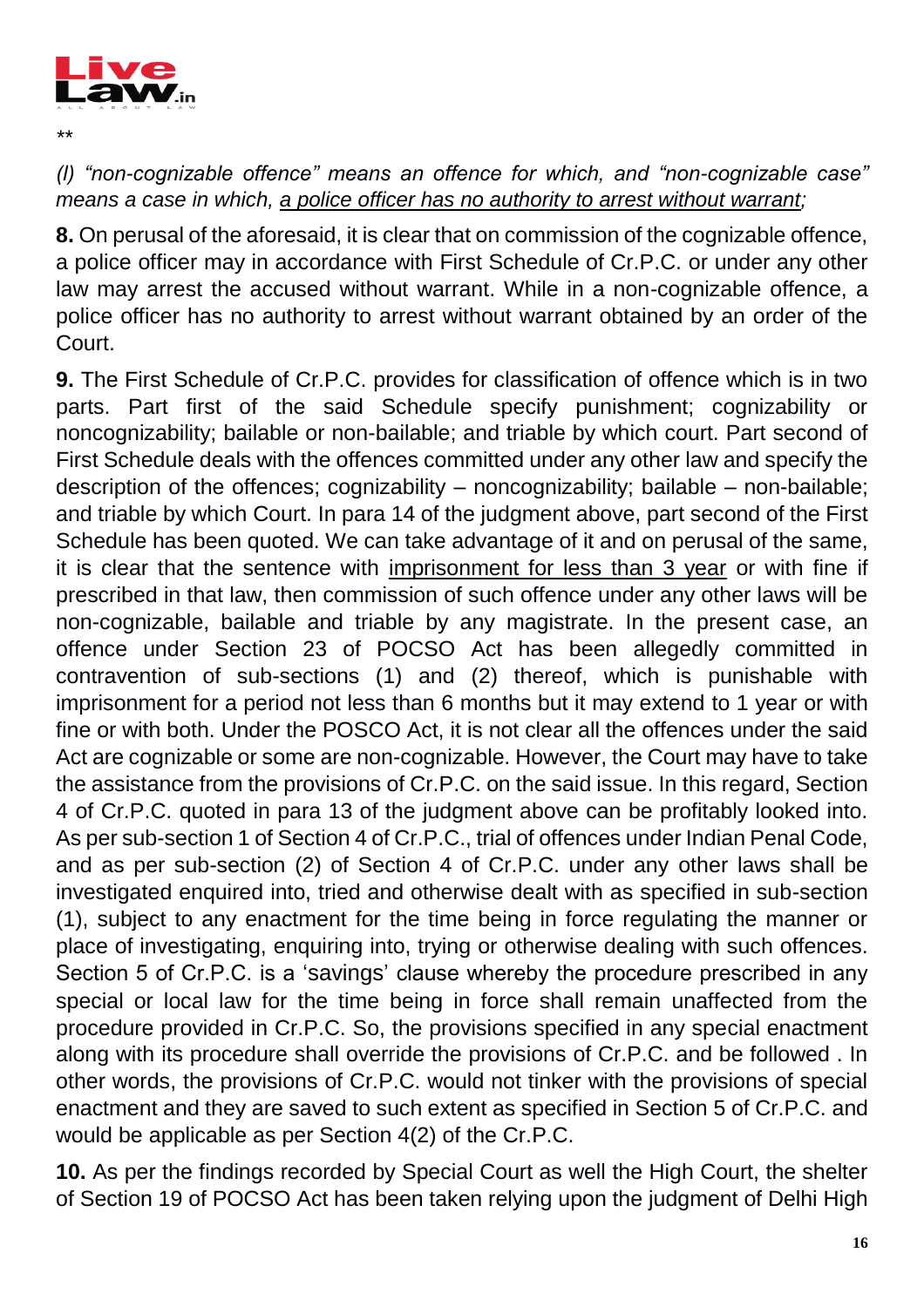**

*(l) "non-cognizable offence" means an offence for which, and "non-cognizable case" means a case in which, <u>a police officer has no authority to arrest without warrant</u>;*

**8.** On perusal of the aforesaid, it is clear that on commission of the cognizable offence, a police officer may in accordance with First Schedule of Cr.P.C. or under any other law may arrest the accused without warrant. While in a non-cognizable offence, a police officer has no authority to arrest without warrant obtained by an order of the Court.

**9.** The First Schedule of Cr.P.C. provides for classification of offence which is in two parts. Part first of the said Schedule specify punishment; cognizability or noncognizability; bailable or non-bailable; and triable by which court. Part second of First Schedule deals with the offences committed under any other law and specify the description of the offences; cognizability – noncognizability; bailable – non-bailable; and triable by which Court. In para 14 of the judgment above, part second of the First Schedule has been quoted. We can take advantage of it and on perusal of the same, it is clear that the sentence with <u>imprisonment for less than 3 year</u> or with fine if prescribed in that law, then commission of such offence under any other laws will be non-cognizable, bailable and triable by any magistrate. In the present case, an offence under Section 23 of POCSO Act has been allegedly committed in contravention of sub-sections (1) and (2) thereof, which is punishable with imprisonment for a period not less than 6 months but it may extend to 1 year or with fine or with both. Under the POSCO Act, it is not clear all the offences under the said Act are cognizable or some are non-cognizable. However, the Court may have to take the assistance from the provisions of Cr.P.C. on the said issue. In this regard, Section 4 of Cr.P.C. quoted in para 13 of the judgment above can be profitably looked into. As per sub-section 1 of Section 4 of Cr.P.C., trial of offences under Indian Penal Code, and as per sub-section (2) of Section 4 of Cr.P.C. under any other laws shall be investigated enquired into, tried and otherwise dealt with as specified in sub-section (1), subject to any enactment for the time being in force regulating the manner or place of investigating, enquiring into, trying or otherwise dealing with such offences. Section 5 of Cr.P.C. is a 'savings' clause whereby the procedure prescribed in any special or local law for the time being in force shall remain unaffected from the procedure provided in Cr.P.C. So, the provisions specified in any special enactment along with its procedure shall override the provisions of Cr.P.C. and be followed . In other words, the provisions of Cr.P.C. would not tinker with the provisions of special enactment and they are saved to such extent as specified in Section 5 of Cr.P.C. and would be applicable as per Section 4(2) of the Cr.P.C.

**10.** As per the findings recorded by Special Court as well the High Court, the shelter of Section 19 of POCSO Act has been taken relying upon the judgment of Delhi High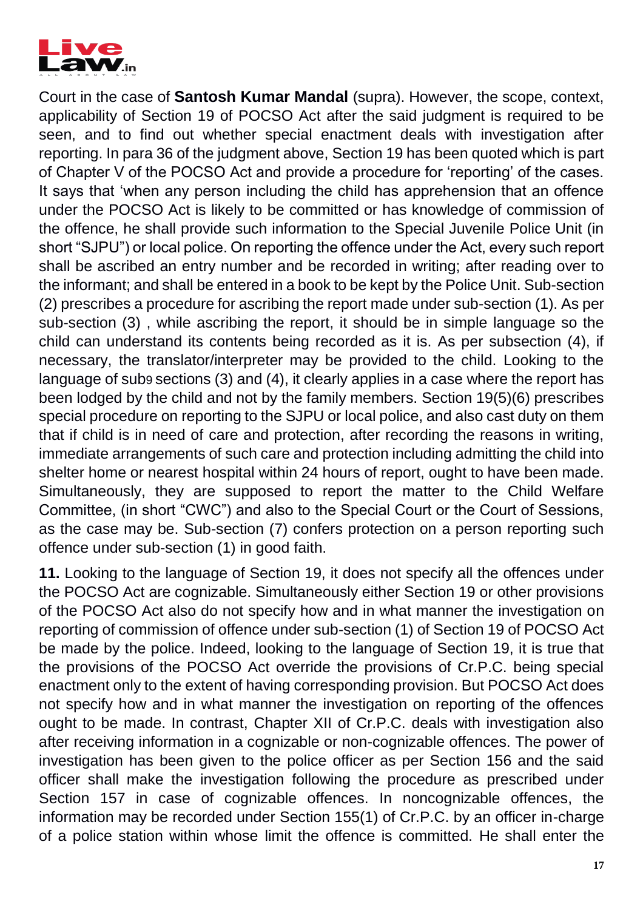Court in the case of **Santosh Kumar Mandal** (supra). However, the scope, context, applicability of Section 19 of POCSO Act after the said judgment is required to be seen, and to find out whether special enactment deals with investigation after reporting. In para 36 of the judgment above, Section 19 has been quoted which is part of Chapter V of the POCSO Act and provide a procedure for 'reporting' of the cases. It says that 'when any person including the child has apprehension that an offence under the POCSO Act is likely to be committed or has knowledge of commission of the offence, he shall provide such information to the Special Juvenile Police Unit (in short "SJPU") or local police. On reporting the offence under the Act, every such report shall be ascribed an entry number and be recorded in writing; after reading over to the informant; and shall be entered in a book to be kept by the Police Unit. Sub-section (2) prescribes a procedure for ascribing the report made under sub-section (1). As per sub-section (3) , while ascribing the report, it should be in simple language so the child can understand its contents being recorded as it is. As per subsection (4), if necessary, the translator/interpreter may be provided to the child. Looking to the language of sub9 sections (3) and (4), it clearly applies in a case where the report has been lodged by the child and not by the family members. Section 19(5)(6) prescribes special procedure on reporting to the SJPU or local police, and also cast duty on them that if child is in need of care and protection, after recording the reasons in writing, immediate arrangements of such care and protection including admitting the child into shelter home or nearest hospital within 24 hours of report, ought to have been made. Simultaneously, they are supposed to report the matter to the Child Welfare Committee, (in short "CWC") and also to the Special Court or the Court of Sessions, as the case may be. Sub-section (7) confers protection on a person reporting such offence under sub-section (1) in good faith.

**11.** Looking to the language of Section 19, it does not specify all the offences under the POCSO Act are cognizable. Simultaneously either Section 19 or other provisions of the POCSO Act also do not specify how and in what manner the investigation on reporting of commission of offence under sub-section (1) of Section 19 of POCSO Act be made by the police. Indeed, looking to the language of Section 19, it is true that the provisions of the POCSO Act override the provisions of Cr.P.C. being special enactment only to the extent of having corresponding provision. But POCSO Act does not specify how and in what manner the investigation on reporting of the offences ought to be made. In contrast, Chapter XII of Cr.P.C. deals with investigation also after receiving information in a cognizable or non-cognizable offences. The power of investigation has been given to the police officer as per Section 156 and the said officer shall make the investigation following the procedure as prescribed under Section 157 in case of cognizable offences. In noncognizable offences, the information may be recorded under Section 155(1) of Cr.P.C. by an officer in-charge of a police station within whose limit the offence is committed. He shall enter the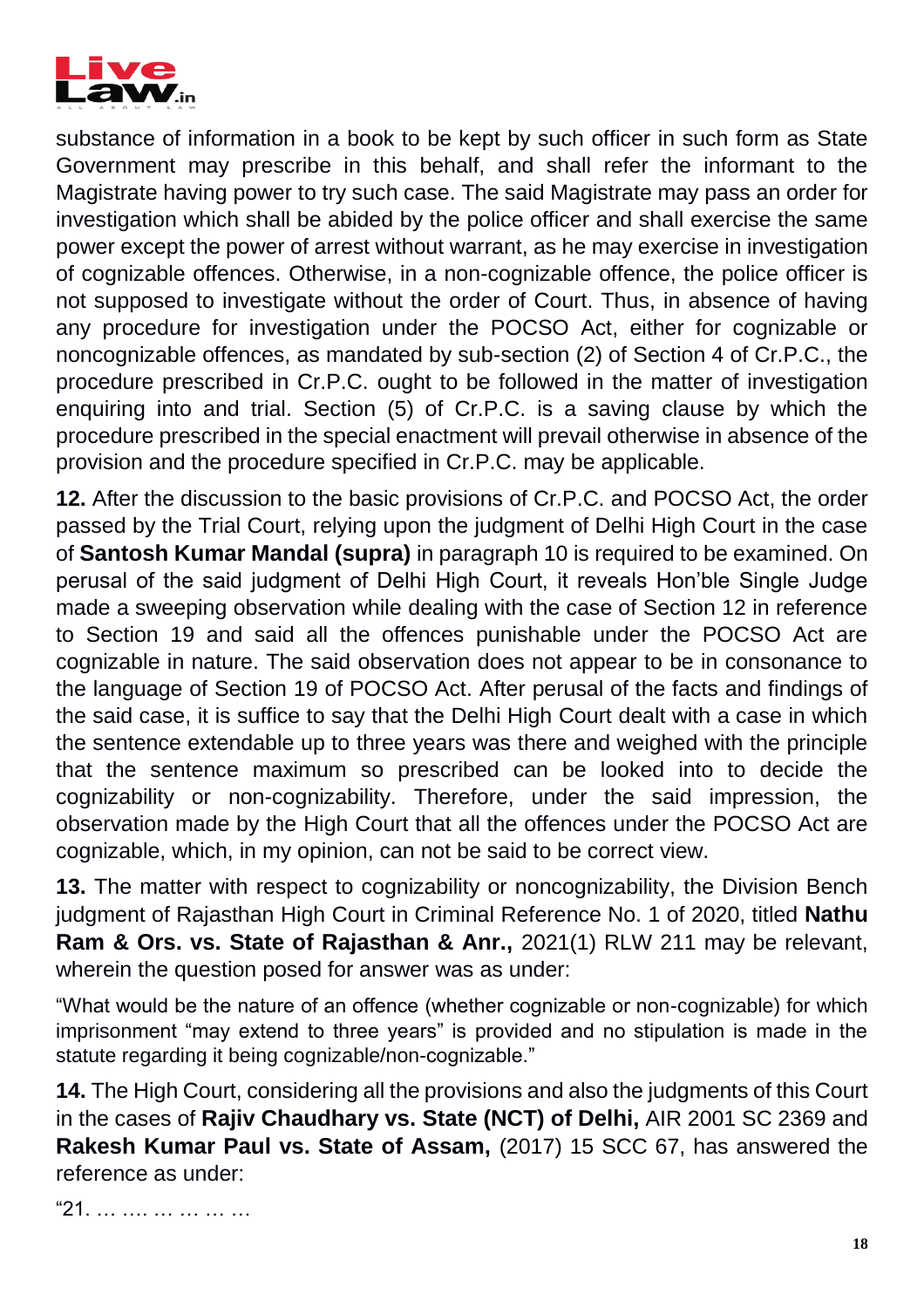substance of information in a book to be kept by such officer in such form as State Government may prescribe in this behalf, and shall refer the informant to the Magistrate having power to try such case. The said Magistrate may pass an order for investigation which shall be abided by the police officer and shall exercise the same power except the power of arrest without warrant, as he may exercise in investigation of cognizable offences. Otherwise, in a non-cognizable offence, the police officer is not supposed to investigate without the order of Court. Thus, in absence of having any procedure for investigation under the POCSO Act, either for cognizable or noncognizable offences, as mandated by sub-section (2) of Section 4 of Cr.P.C., the procedure prescribed in Cr.P.C. ought to be followed in the matter of investigation enquiring into and trial. Section (5) of Cr.P.C. is a saving clause by which the procedure prescribed in the special enactment will prevail otherwise in absence of the provision and the procedure specified in Cr.P.C. may be applicable.

**12.** After the discussion to the basic provisions of Cr.P.C. and POCSO Act, the order passed by the Trial Court, relying upon the judgment of Delhi High Court in the case of **Santosh Kumar Mandal (supra)** in paragraph 10 is required to be examined. On perusal of the said judgment of Delhi High Court, it reveals Hon'ble Single Judge made a sweeping observation while dealing with the case of Section 12 in reference to Section 19 and said all the offences punishable under the POCSO Act are cognizable in nature. The said observation does not appear to be in consonance to the language of Section 19 of POCSO Act. After perusal of the facts and findings of the said case, it is suffice to say that the Delhi High Court dealt with a case in which the sentence extendable up to three years was there and weighed with the principle that the sentence maximum so prescribed can be looked into to decide the cognizability or non-cognizability. Therefore, under the said impression, the observation made by the High Court that all the offences under the POCSO Act are cognizable, which, in my opinion, can not be said to be correct view.

**13.** The matter with respect to cognizability or noncognizability, the Division Bench judgment of Rajasthan High Court in Criminal Reference No. 1 of 2020, titled **Nathu Ram & Ors. vs. State of Rajasthan & Anr.,** 2021(1) RLW 211 may be relevant, wherein the question posed for answer was as under:

> "What would be the nature of an offence (whether cognizable or non-cognizable) for which imprisonment "may extend to three years" is provided and no stipulation is made in the statute regarding it being cognizable/non-cognizable."

**14.** The High Court, considering all the provisions and also the judgments of this Court in the cases of **Rajiv Chaudhary vs. State (NCT) of Delhi,** AIR 2001 SC 2369 and **Rakesh Kumar Paul vs. State of Assam,** (2017) 15 SCC 67, has answered the reference as under:

"21. … …. … … … …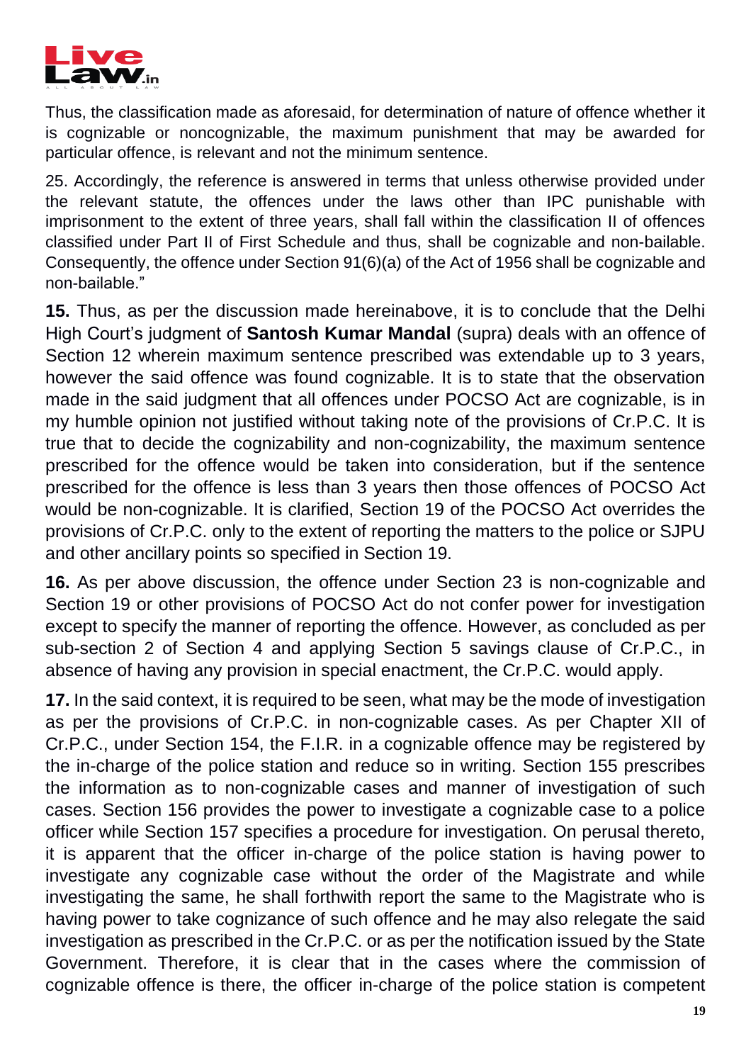Thus, the classification made as aforesaid, for determination of nature of offence whether it is cognizable or noncognizable, the maximum punishment that may be awarded for particular offence, is relevant and not the minimum sentence.

25. Accordingly, the reference is answered in terms that unless otherwise provided under the relevant statute, the offences under the laws other than IPC punishable with imprisonment to the extent of three years, shall fall within the classification II of offences classified under Part II of First Schedule and thus, shall be cognizable and non-bailable. Consequently, the offence under Section 91(6)(a) of the Act of 1956 shall be cognizable and non-bailable."

**15.** Thus, as per the discussion made hereinabove, it is to conclude that the Delhi High Court's judgment of **Santosh Kumar Mandal** (supra) deals with an offence of Section 12 wherein maximum sentence prescribed was extendable up to 3 years, however the said offence was found cognizable. It is to state that the observation made in the said judgment that all offences under POCSO Act are cognizable, is in my humble opinion not justified without taking note of the provisions of Cr.P.C. It is true that to decide the cognizability and non-cognizability, the maximum sentence prescribed for the offence would be taken into consideration, but if the sentence prescribed for the offence is less than 3 years then those offences of POCSO Act would be non-cognizable. It is clarified, Section 19 of the POCSO Act overrides the provisions of Cr.P.C. only to the extent of reporting the matters to the police or SJPU and other ancillary points so specified in Section 19.

**16.** As per above discussion, the offence under Section 23 is non-cognizable and Section 19 or other provisions of POCSO Act do not confer power for investigation except to specify the manner of reporting the offence. However, as concluded as per sub-section 2 of Section 4 and applying Section 5 savings clause of Cr.P.C., in absence of having any provision in special enactment, the Cr.P.C. would apply.

**17.** In the said context, it is required to be seen, what may be the mode of investigation as per the provisions of Cr.P.C. in non-cognizable cases. As per Chapter XII of Cr.P.C., under Section 154, the F.I.R. in a cognizable offence may be registered by the in-charge of the police station and reduce so in writing. Section 155 prescribes the information as to non-cognizable cases and manner of investigation of such cases. Section 156 provides the power to investigate a cognizable case to a police officer while Section 157 specifies a procedure for investigation. On perusal thereto, it is apparent that the officer in-charge of the police station is having power to investigate any cognizable case without the order of the Magistrate and while investigating the same, he shall forthwith report the same to the Magistrate who is having power to take cognizance of such offence and he may also relegate the said investigation as prescribed in the Cr.P.C. or as per the notification issued by the State Government. Therefore, it is clear that in the cases where the commission of cognizable offence is there, the officer in-charge of the police station is competent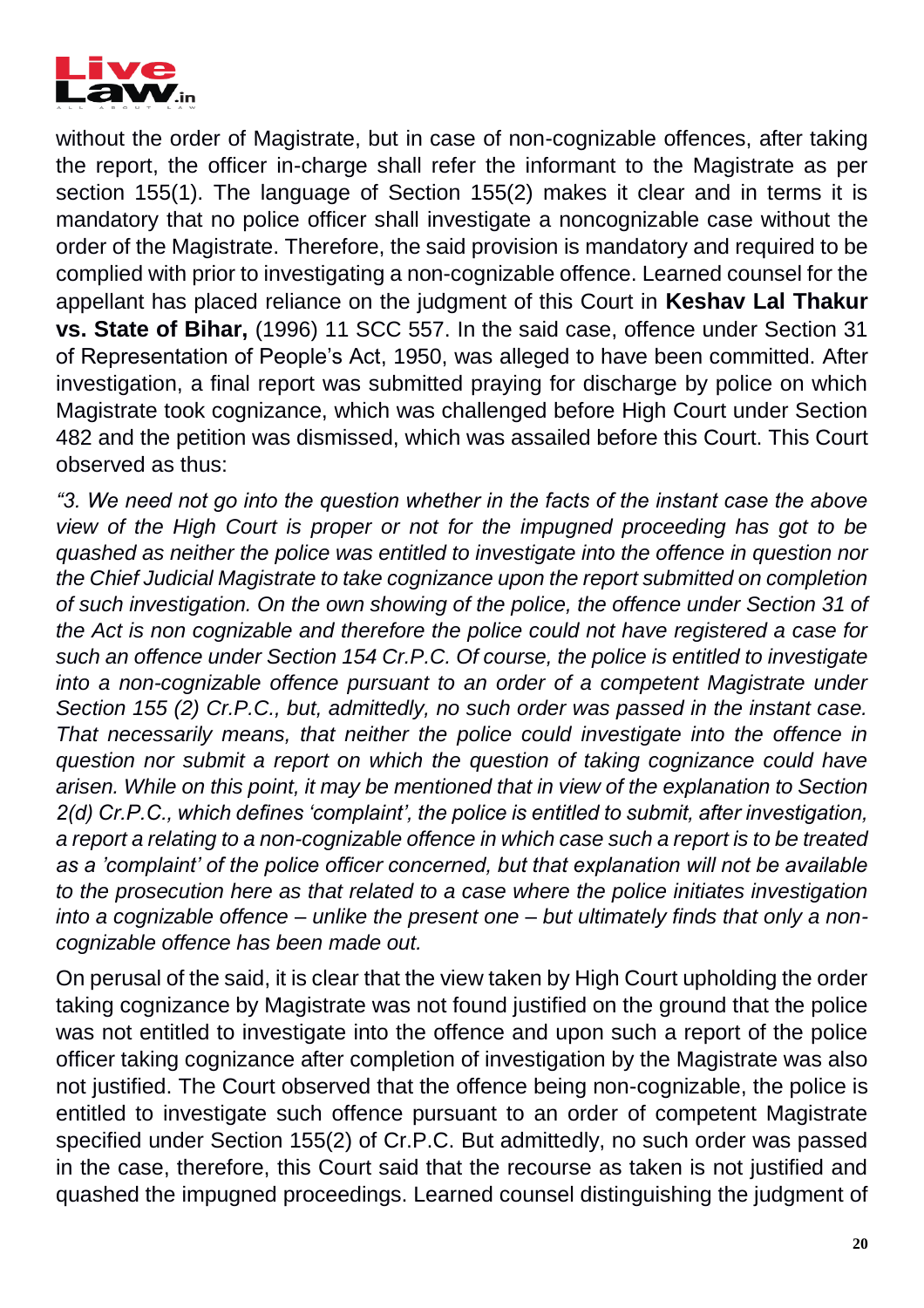without the order of Magistrate, but in case of non-cognizable offences, after taking the report, the officer in-charge shall refer the informant to the Magistrate as per section 155(1). The language of Section 155(2) makes it clear and in terms it is mandatory that no police officer shall investigate a noncognizable case without the order of the Magistrate. Therefore, the said provision is mandatory and required to be complied with prior to investigating a non-cognizable offence. Learned counsel for the appellant has placed reliance on the judgment of this Court in **Keshav Lal Thakur vs. State of Bihar,** (1996) 11 SCC 557. In the said case, offence under Section 31 of Representation of People's Act, 1950, was alleged to have been committed. After investigation, a final report was submitted praying for discharge by police on which Magistrate took cognizance, which was challenged before High Court under Section 482 and the petition was dismissed, which was assailed before this Court. This Court observed as thus:

*"3. We need not go into the question whether in the facts of the instant case the above view of the High Court is proper or not for the impugned proceeding has got to be quashed as neither the police was entitled to investigate into the offence in question nor the Chief Judicial Magistrate to take cognizance upon the report submitted on completion of such investigation. On the own showing of the police, the offence under Section 31 of the Act is non cognizable and therefore the police could not have registered a case for such an offence under Section 154 Cr.P.C. Of course, the police is entitled to investigate into a non-cognizable offence pursuant to an order of a competent Magistrate under Section 155 (2) Cr.P.C., but, admittedly, no such order was passed in the instant case. That necessarily means, that neither the police could investigate into the offence in question nor submit a report on which the question of taking cognizance could have arisen. While on this point, it may be mentioned that in view of the explanation to Section 2(d) Cr.P.C., which defines 'complaint', the police is entitled to submit, after investigation, a report a relating to a non-cognizable offence in which case such a report is to be treated as a 'complaint' of the police officer concerned, but that explanation will not be available to the prosecution here as that related to a case where the police initiates investigation into a cognizable offence – unlike the present one – but ultimately finds that only a non-cognizable offence has been made out.*

On perusal of the said, it is clear that the view taken by High Court upholding the order taking cognizance by Magistrate was not found justified on the ground that the police was not entitled to investigate into the offence and upon such a report of the police officer taking cognizance after completion of investigation by the Magistrate was also not justified. The Court observed that the offence being non-cognizable, the police is entitled to investigate such offence pursuant to an order of competent Magistrate specified under Section 155(2) of Cr.P.C. But admittedly, no such order was passed in the case, therefore, this Court said that the recourse as taken is not justified and quashed the impugned proceedings. Learned counsel distinguishing the judgment of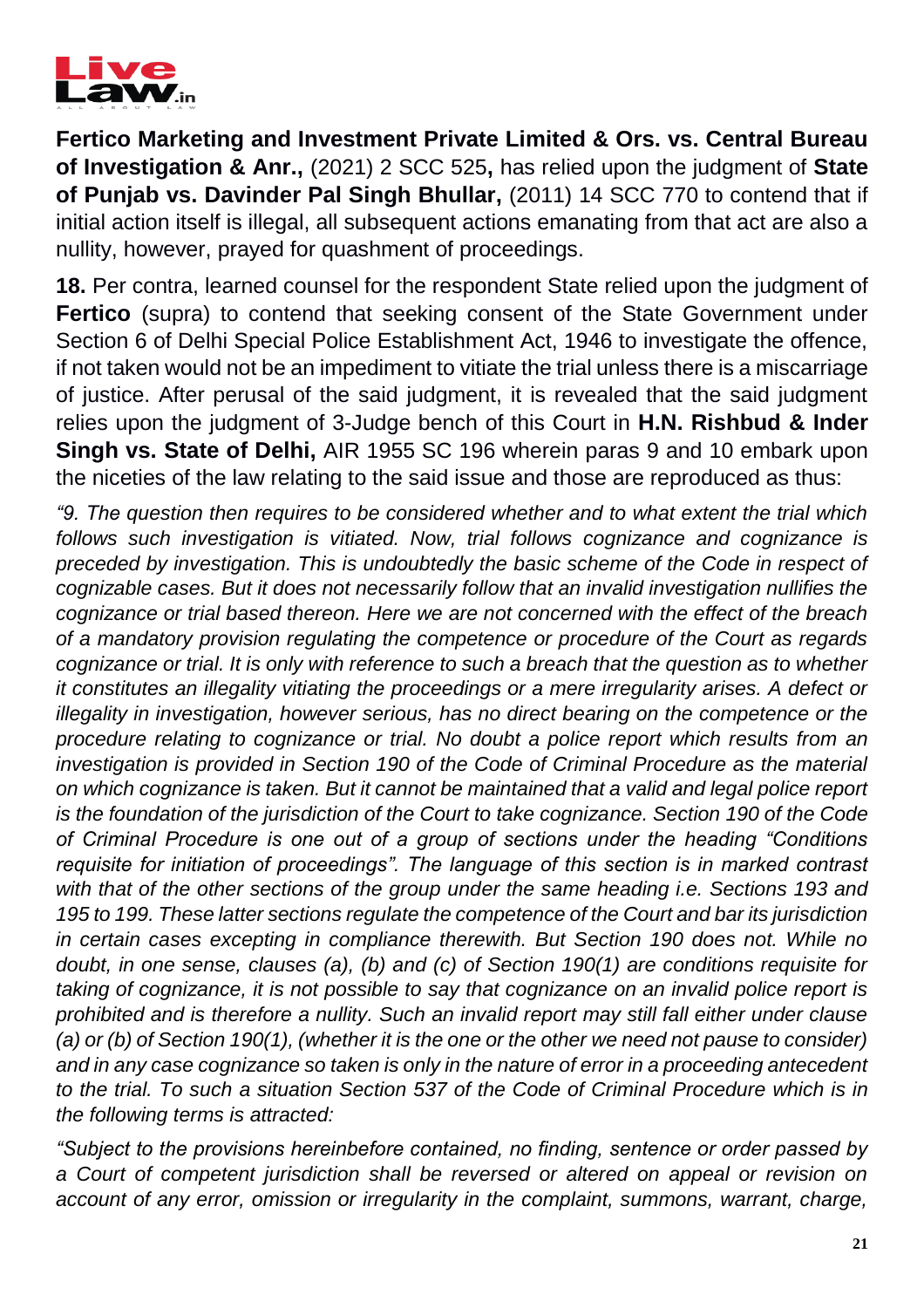**Fertico Marketing and Investment Private Limited & Ors. vs. Central Bureau of Investigation & Anr.,** (2021) 2 SCC 525**,** has relied upon the judgment of **State of Punjab vs. Davinder Pal Singh Bhullar,** (2011) 14 SCC 770 to contend that if initial action itself is illegal, all subsequent actions emanating from that act are also a nullity, however, prayed for quashment of proceedings.

**18.** Per contra, learned counsel for the respondent State relied upon the judgment of **Fertico** (supra) to contend that seeking consent of the State Government under Section 6 of Delhi Special Police Establishment Act, 1946 to investigate the offence, if not taken would not be an impediment to vitiate the trial unless there is a miscarriage of justice. After perusal of the said judgment, it is revealed that the said judgment relies upon the judgment of 3-Judge bench of this Court in **H.N. Rishbud & Inder Singh vs. State of Delhi,** AIR 1955 SC 196 wherein paras 9 and 10 embark upon the niceties of the law relating to the said issue and those are reproduced as thus:

*"9. The question then requires to be considered whether and to what extent the trial which follows such investigation is vitiated. Now, trial follows cognizance and cognizance is preceded by investigation. This is undoubtedly the basic scheme of the Code in respect of cognizable cases. But it does not necessarily follow that an invalid investigation nullifies the cognizance or trial based thereon. Here we are not concerned with the effect of the breach of a mandatory provision regulating the competence or procedure of the Court as regards cognizance or trial. It is only with reference to such a breach that the question as to whether it constitutes an illegality vitiating the proceedings or a mere irregularity arises. A defect or illegality in investigation, however serious, has no direct bearing on the competence or the procedure relating to cognizance or trial. No doubt a police report which results from an investigation is provided in Section 190 of the Code of Criminal Procedure as the material on which cognizance is taken. But it cannot be maintained that a valid and legal police report is the foundation of the jurisdiction of the Court to take cognizance. Section 190 of the Code of Criminal Procedure is one out of a group of sections under the heading "Conditions requisite for initiation of proceedings". The language of this section is in marked contrast with that of the other sections of the group under the same heading i.e. Sections 193 and 195 to 199. These latter sections regulate the competence of the Court and bar its jurisdiction in certain cases excepting in compliance therewith. But Section 190 does not. While no doubt, in one sense, clauses (a), (b) and (c) of Section 190(1) are conditions requisite for taking of cognizance, it is not possible to say that cognizance on an invalid police report is prohibited and is therefore a nullity. Such an invalid report may still fall either under clause (a) or (b) of Section 190(1), (whether it is the one or the other we need not pause to consider) and in any case cognizance so taken is only in the nature of error in a proceeding antecedent to the trial. To such a situation Section 537 of the Code of Criminal Procedure which is in the following terms is attracted:*

*"Subject to the provisions hereinbefore contained, no finding, sentence or order passed by a Court of competent jurisdiction shall be reversed or altered on appeal or revision on account of any error, omission or irregularity in the complaint, summons, warrant, charge,*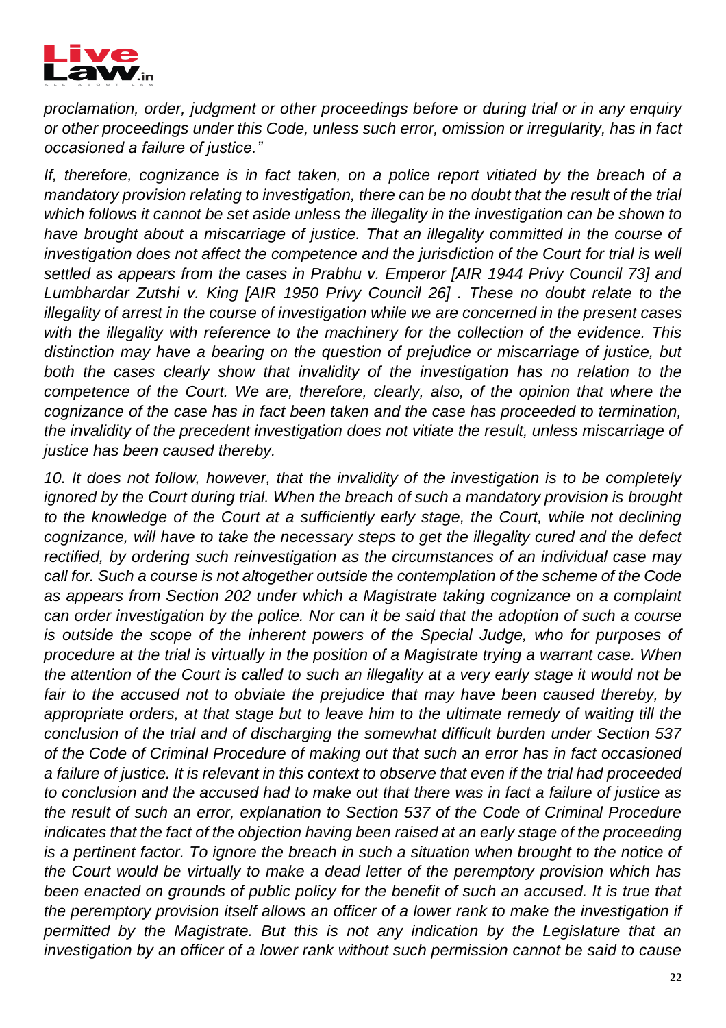*proclamation, order, judgment or other proceedings before or during trial or in any enquiry or other proceedings under this Code, unless such error, omission or irregularity, has in fact occasioned a failure of justice."*

*If, therefore, cognizance is in fact taken, on a police report vitiated by the breach of a mandatory provision relating to investigation, there can be no doubt that the result of the trial which follows it cannot be set aside unless the illegality in the investigation can be shown to have brought about a miscarriage of justice. That an illegality committed in the course of investigation does not affect the competence and the jurisdiction of the Court for trial is well settled as appears from the cases in Prabhu v. Emperor [AIR 1944 Privy Council 73] and Lumbhardar Zutshi v. King [AIR 1950 Privy Council 26] . These no doubt relate to the illegality of arrest in the course of investigation while we are concerned in the present cases with the illegality with reference to the machinery for the collection of the evidence. This distinction may have a bearing on the question of prejudice or miscarriage of justice, but both the cases clearly show that invalidity of the investigation has no relation to the competence of the Court. We are, therefore, clearly, also, of the opinion that where the cognizance of the case has in fact been taken and the case has proceeded to termination, the invalidity of the precedent investigation does not vitiate the result, unless miscarriage of justice has been caused thereby.*

*10. It does not follow, however, that the invalidity of the investigation is to be completely ignored by the Court during trial. When the breach of such a mandatory provision is brought to the knowledge of the Court at a sufficiently early stage, the Court, while not declining cognizance, will have to take the necessary steps to get the illegality cured and the defect rectified, by ordering such reinvestigation as the circumstances of an individual case may call for. Such a course is not altogether outside the contemplation of the scheme of the Code as appears from Section 202 under which a Magistrate taking cognizance on a complaint can order investigation by the police. Nor can it be said that the adoption of such a course is outside the scope of the inherent powers of the Special Judge, who for purposes of procedure at the trial is virtually in the position of a Magistrate trying a warrant case. When the attention of the Court is called to such an illegality at a very early stage it would not be fair to the accused not to obviate the prejudice that may have been caused thereby, by appropriate orders, at that stage but to leave him to the ultimate remedy of waiting till the conclusion of the trial and of discharging the somewhat difficult burden under Section 537 of the Code of Criminal Procedure of making out that such an error has in fact occasioned a failure of justice. It is relevant in this context to observe that even if the trial had proceeded to conclusion and the accused had to make out that there was in fact a failure of justice as the result of such an error, explanation to Section 537 of the Code of Criminal Procedure indicates that the fact of the objection having been raised at an early stage of the proceeding is a pertinent factor. To ignore the breach in such a situation when brought to the notice of the Court would be virtually to make a dead letter of the peremptory provision which has been enacted on grounds of public policy for the benefit of such an accused. It is true that the peremptory provision itself allows an officer of a lower rank to make the investigation if permitted by the Magistrate. But this is not any indication by the Legislature that an investigation by an officer of a lower rank without such permission cannot be said to cause*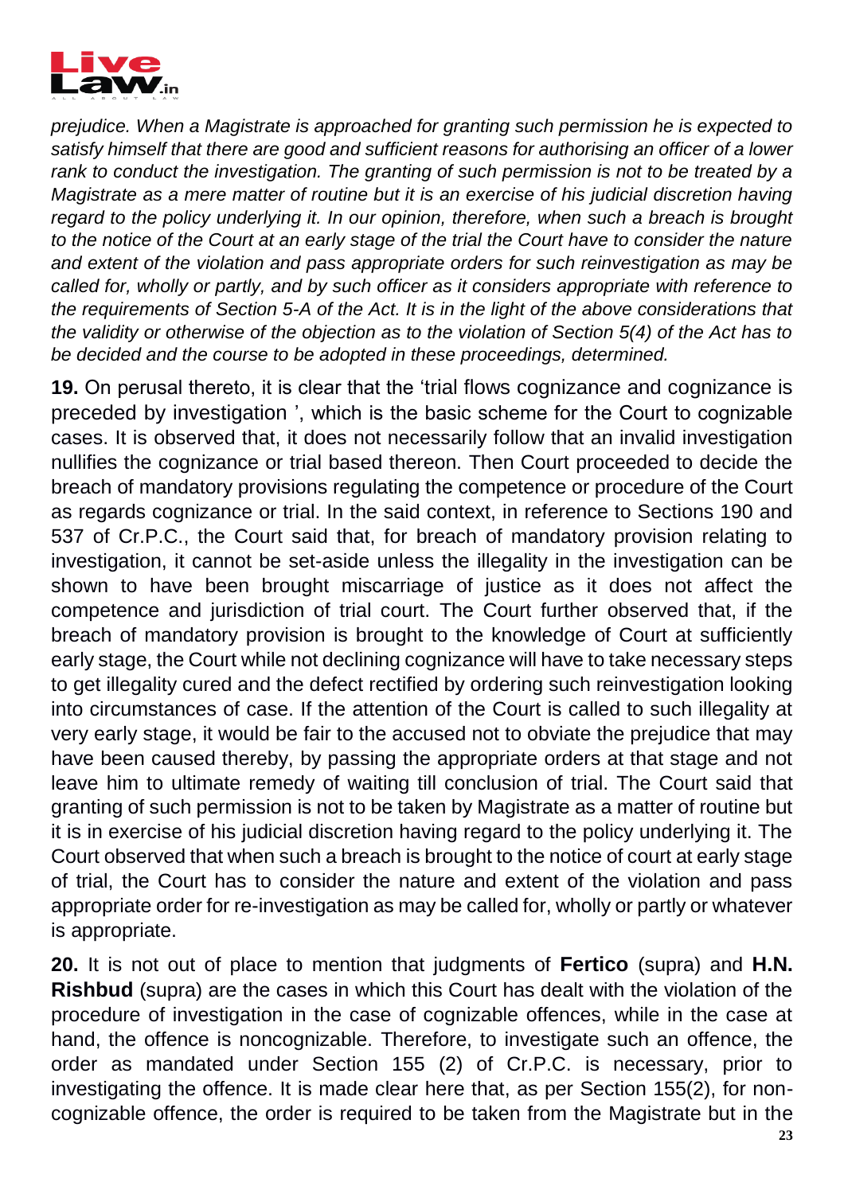*prejudice. When a Magistrate is approached for granting such permission he is expected to satisfy himself that there are good and sufficient reasons for authorising an officer of a lower rank to conduct the investigation. The granting of such permission is not to be treated by a Magistrate as a mere matter of routine but it is an exercise of his judicial discretion having regard to the policy underlying it. In our opinion, therefore, when such a breach is brought to the notice of the Court at an early stage of the trial the Court have to consider the nature and extent of the violation and pass appropriate orders for such reinvestigation as may be called for, wholly or partly, and by such officer as it considers appropriate with reference to the requirements of Section 5-A of the Act. It is in the light of the above considerations that the validity or otherwise of the objection as to the violation of Section 5(4) of the Act has to be decided and the course to be adopted in these proceedings, determined.*

**19.** On perusal thereto, it is clear that the 'trial flows cognizance and cognizance is preceded by investigation ', which is the basic scheme for the Court to cognizable cases. It is observed that, it does not necessarily follow that an invalid investigation nullifies the cognizance or trial based thereon. Then Court proceeded to decide the breach of mandatory provisions regulating the competence or procedure of the Court as regards cognizance or trial. In the said context, in reference to Sections 190 and 537 of Cr.P.C., the Court said that, for breach of mandatory provision relating to investigation, it cannot be set-aside unless the illegality in the investigation can be shown to have been brought miscarriage of justice as it does not affect the competence and jurisdiction of trial court. The Court further observed that, if the breach of mandatory provision is brought to the knowledge of Court at sufficiently early stage, the Court while not declining cognizance will have to take necessary steps to get illegality cured and the defect rectified by ordering such reinvestigation looking into circumstances of case. If the attention of the Court is called to such illegality at very early stage, it would be fair to the accused not to obviate the prejudice that may have been caused thereby, by passing the appropriate orders at that stage and not leave him to ultimate remedy of waiting till conclusion of trial. The Court said that granting of such permission is not to be taken by Magistrate as a matter of routine but it is in exercise of his judicial discretion having regard to the policy underlying it. The Court observed that when such a breach is brought to the notice of court at early stage of trial, the Court has to consider the nature and extent of the violation and pass appropriate order for re-investigation as may be called for, wholly or partly or whatever is appropriate.

**20.** It is not out of place to mention that judgments of **Fertico** (supra) and **H.N. Rishbud** (supra) are the cases in which this Court has dealt with the violation of the procedure of investigation in the case of cognizable offences, while in the case at hand, the offence is noncognizable. Therefore, to investigate such an offence, the order as mandated under Section 155 (2) of Cr.P.C. is necessary, prior to investigating the offence. It is made clear here that, as per Section 155(2), for non-cognizable offence, the order is required to be taken from the Magistrate but in the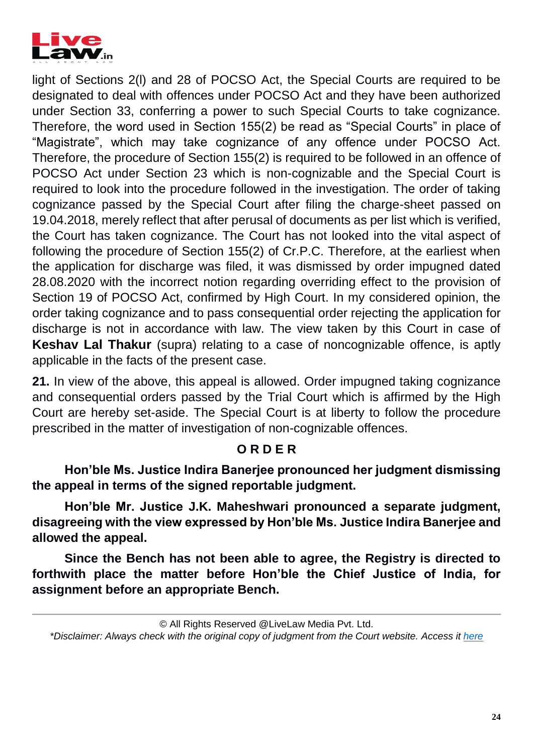light of Sections 2(l) and 28 of POCSO Act, the Special Courts are required to be designated to deal with offences under POCSO Act and they have been authorized under Section 33, conferring a power to such Special Courts to take cognizance. Therefore, the word used in Section 155(2) be read as "Special Courts" in place of "Magistrate", which may take cognizance of any offence under POCSO Act. Therefore, the procedure of Section 155(2) is required to be followed in an offence of POCSO Act under Section 23 which is non-cognizable and the Special Court is required to look into the procedure followed in the investigation. The order of taking cognizance passed by the Special Court after filing the charge-sheet passed on 19.04.2018, merely reflect that after perusal of documents as per list which is verified, the Court has taken cognizance. The Court has not looked into the vital aspect of following the procedure of Section 155(2) of Cr.P.C. Therefore, at the earliest when the application for discharge was filed, it was dismissed by order impugned dated 28.08.2020 with the incorrect notion regarding overriding effect to the provision of Section 19 of POCSO Act, confirmed by High Court. In my considered opinion, the order taking cognizance and to pass consequential order rejecting the application for discharge is not in accordance with law. The view taken by this Court in case of **Keshav Lal Thakur** (supra) relating to a case of noncognizable offence, is aptly applicable in the facts of the present case.

**21.** In view of the above, this appeal is allowed. Order impugned taking cognizance and consequential orders passed by the Trial Court which is affirmed by the High Court are hereby set-aside. The Special Court is at liberty to follow the procedure prescribed in the matter of investigation of non-cognizable offences.

**O R D E R**

**Hon'ble Ms. Justice Indira Banerjee pronounced her judgment dismissing the appeal in terms of the signed reportable judgment.**

**Hon'ble Mr. Justice J.K. Maheshwari pronounced a separate judgment, disagreeing with the view expressed by Hon'ble Ms. Justice Indira Banerjee and allowed the appeal.**

**Since the Bench has not been able to agree, the Registry is directed to forthwith place the matter before Hon'ble the Chief Justice of India, for assignment before an appropriate Bench.**